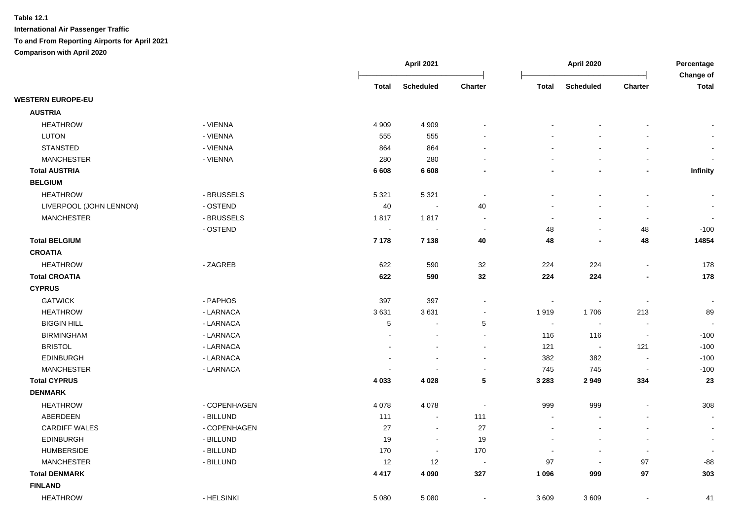**Table 12.1**

**International Air Passenger Traffic**

**To and From Reporting Airports for April 2021**

**Comparison with April 2020**

| | | April 2021 | | | April 2020 | | | Percentage Change of |
|---|---|---|---|---|---|---|---|---|
| | | Total | Scheduled | Charter | Total | Scheduled | Charter | Total |
| **WESTERN EUROPE-EU** | | | | | | | | |
| **AUSTRIA** | | | | | | | | |
| HEATHROW | - VIENNA | 4 909 | 4 909 | - | - | - | - | - |
| LUTON | - VIENNA | 555 | 555 | - | - | - | - | - |
| STANSTED | - VIENNA | 864 | 864 | - | - | - | - | - |
| MANCHESTER | - VIENNA | 280 | 280 | - | - | - | - | - |
| **Total AUSTRIA** | | **6 608** | **6 608** | **-** | **-** | **-** | **-** | **Infinity** |
| **BELGIUM** | | | | | | | | |
| HEATHROW | - BRUSSELS | 5 321 | 5 321 | - | - | - | - | - |
| LIVERPOOL (JOHN LENNON) | - OSTEND | 40 | - | 40 | - | - | - | - |
| MANCHESTER | - BRUSSELS | 1 817 | 1 817 | - | - | - | - | - |
| | - OSTEND | - | - | - | 48 | - | 48 | -100 |
| **Total BELGIUM** | | **7 178** | **7 138** | **40** | **48** | **-** | **48** | **14854** |
| **CROATIA** | | | | | | | | |
| HEATHROW | - ZAGREB | 622 | 590 | 32 | 224 | 224 | - | 178 |
| **Total CROATIA** | | **622** | **590** | **32** | **224** | **224** | **-** | **178** |
| **CYPRUS** | | | | | | | | |
| GATWICK | - PAPHOS | 397 | 397 | - | - | - | - | - |
| HEATHROW | - LARNACA | 3 631 | 3 631 | - | 1 919 | 1 706 | 213 | 89 |
| BIGGIN HILL | - LARNACA | 5 | - | 5 | - | - | - | - |
| BIRMINGHAM | - LARNACA | - | - | - | 116 | 116 | - | -100 |
| BRISTOL | - LARNACA | - | - | - | 121 | - | 121 | -100 |
| EDINBURGH | - LARNACA | - | - | - | 382 | 382 | - | -100 |
| MANCHESTER | - LARNACA | - | - | - | 745 | 745 | - | -100 |
| **Total CYPRUS** | | **4 033** | **4 028** | **5** | **3 283** | **2 949** | **334** | **23** |
| **DENMARK** | | | | | | | | |
| HEATHROW | - COPENHAGEN | 4 078 | 4 078 | - | 999 | 999 | - | 308 |
| ABERDEEN | - BILLUND | 111 | - | 111 | - | - | - | - |
| CARDIFF WALES | - COPENHAGEN | 27 | - | 27 | - | - | - | - |
| EDINBURGH | - BILLUND | 19 | - | 19 | - | - | - | - |
| HUMBERSIDE | - BILLUND | 170 | - | 170 | - | - | - | - |
| MANCHESTER | - BILLUND | 12 | 12 | - | 97 | - | 97 | -88 |
| **Total DENMARK** | | **4 417** | **4 090** | **327** | **1 096** | **999** | **97** | **303** |
| **FINLAND** | | | | | | | | |
| HEATHROW | - HELSINKI | 5 080 | 5 080 | - | 3 609 | 3 609 | - | 41 |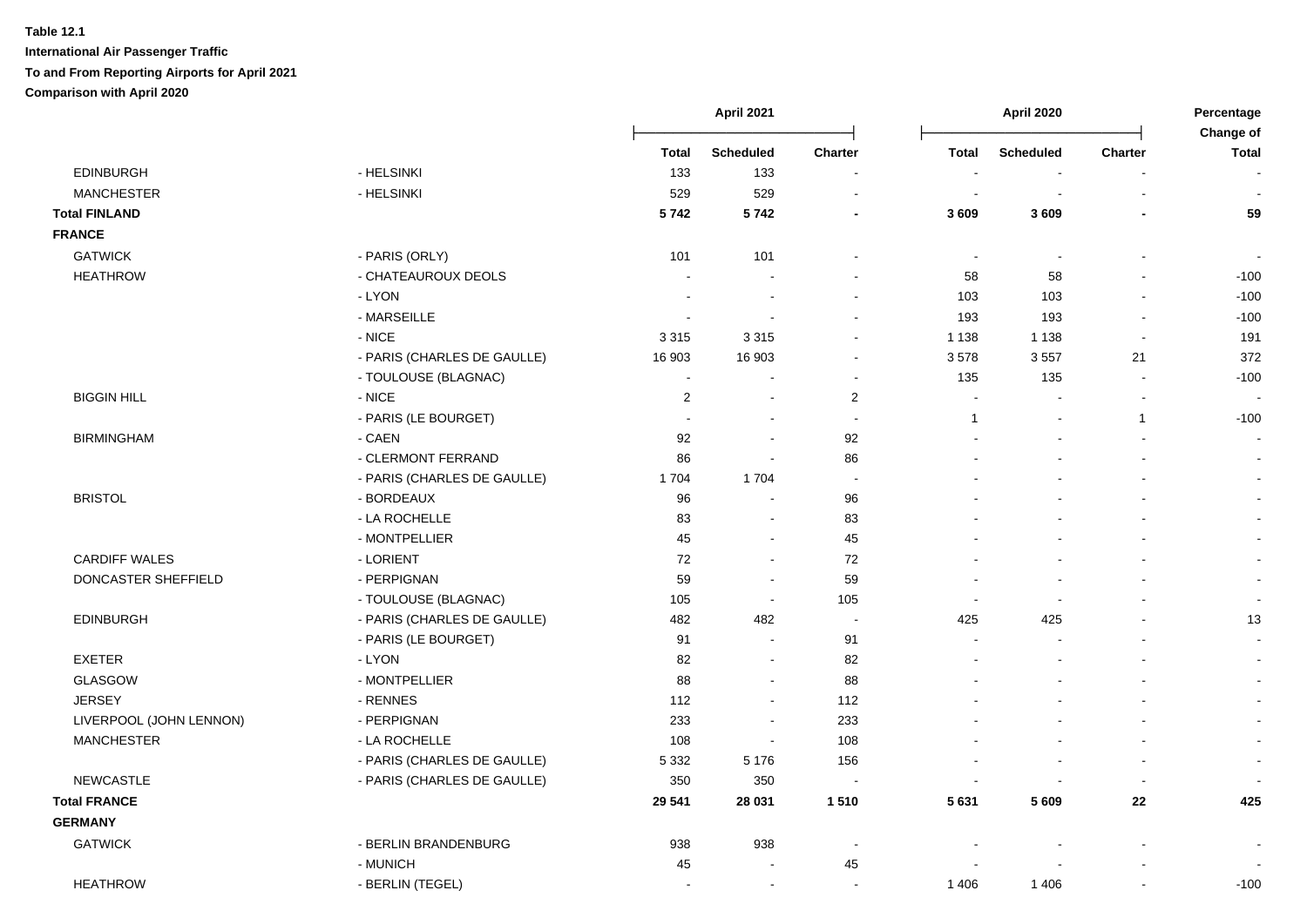**Table 12.1**
**International Air Passenger Traffic**
**To and From Reporting Airports for April 2021**
**Comparison with April 2020**

| | | April 2021 | | | April 2020 | | | Percentage Change of |
|---|---|---|---|---|---|---|---|---|
| | | Total | Scheduled | Charter | Total | Scheduled | Charter | Total |
| EDINBURGH | - HELSINKI | 133 | 133 | - | - | - | - | - |
| MANCHESTER | - HELSINKI | 529 | 529 | - | - | - | - | - |
| **Total FINLAND** | | **5 742** | **5 742** | **-** | **3 609** | **3 609** | **-** | **59** |
| **FRANCE** | | | | | | | | |
| GATWICK | - PARIS (ORLY) | 101 | 101 | - | - | - | - | - |
| HEATHROW | - CHATEAUROUX DEOLS | - | - | - | 58 | 58 | - | -100 |
| | - LYON | - | - | - | 103 | 103 | - | -100 |
| | - MARSEILLE | - | - | - | 193 | 193 | - | -100 |
| | - NICE | 3 315 | 3 315 | - | 1 138 | 1 138 | - | 191 |
| | - PARIS (CHARLES DE GAULLE) | 16 903 | 16 903 | - | 3 578 | 3 557 | 21 | 372 |
| | - TOULOUSE (BLAGNAC) | - | - | - | 135 | 135 | - | -100 |
| BIGGIN HILL | - NICE | 2 | - | 2 | - | - | - | - |
| | - PARIS (LE BOURGET) | - | - | - | 1 | - | 1 | -100 |
| BIRMINGHAM | - CAEN | 92 | - | 92 | - | - | - | - |
| | - CLERMONT FERRAND | 86 | - | 86 | - | - | - | - |
| | - PARIS (CHARLES DE GAULLE) | 1 704 | 1 704 | - | - | - | - | - |
| BRISTOL | - BORDEAUX | 96 | - | 96 | - | - | - | - |
| | - LA ROCHELLE | 83 | - | 83 | - | - | - | - |
| | - MONTPELLIER | 45 | - | 45 | - | - | - | - |
| CARDIFF WALES | - LORIENT | 72 | - | 72 | - | - | - | - |
| DONCASTER SHEFFIELD | - PERPIGNAN | 59 | - | 59 | - | - | - | - |
| | - TOULOUSE (BLAGNAC) | 105 | - | 105 | - | - | - | - |
| EDINBURGH | - PARIS (CHARLES DE GAULLE) | 482 | 482 | - | 425 | 425 | - | 13 |
| | - PARIS (LE BOURGET) | 91 | - | 91 | - | - | - | - |
| EXETER | - LYON | 82 | - | 82 | - | - | - | - |
| GLASGOW | - MONTPELLIER | 88 | - | 88 | - | - | - | - |
| JERSEY | - RENNES | 112 | - | 112 | - | - | - | - |
| LIVERPOOL (JOHN LENNON) | - PERPIGNAN | 233 | - | 233 | - | - | - | - |
| MANCHESTER | - LA ROCHELLE | 108 | - | 108 | - | - | - | - |
| | - PARIS (CHARLES DE GAULLE) | 5 332 | 5 176 | 156 | - | - | - | - |
| NEWCASTLE | - PARIS (CHARLES DE GAULLE) | 350 | 350 | - | - | - | - | - |
| **Total FRANCE** | | **29 541** | **28 031** | **1 510** | **5 631** | **5 609** | **22** | **425** |
| **GERMANY** | | | | | | | | |
| GATWICK | - BERLIN BRANDENBURG | 938 | 938 | - | - | - | - | - |
| | - MUNICH | 45 | - | 45 | - | - | - | - |
| HEATHROW | - BERLIN (TEGEL) | - | - | - | 1 406 | 1 406 | - | -100 |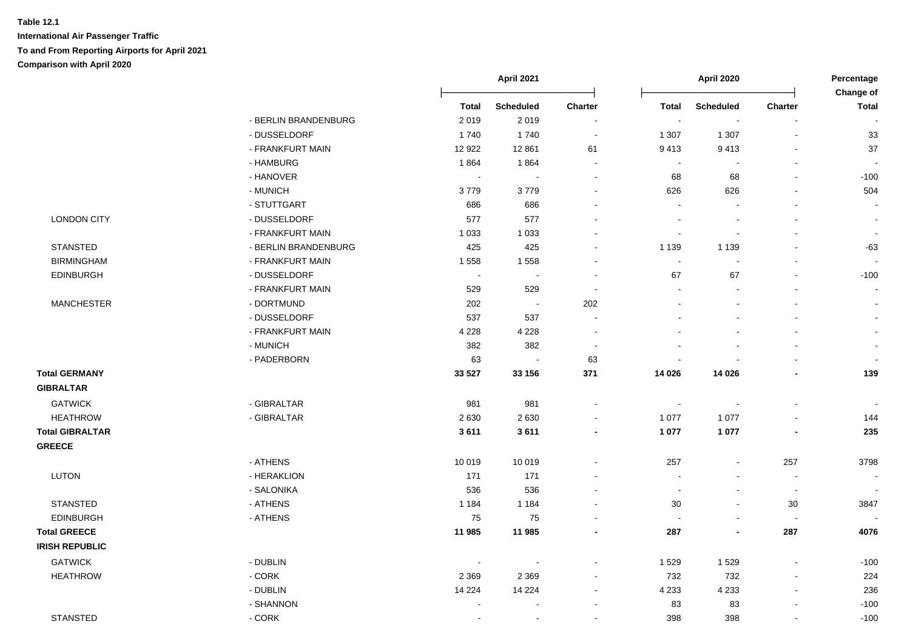**Table 12.1**

**International Air Passenger Traffic**

**To and From Reporting Airports for April 2021**

**Comparison with April 2020**

| | | April 2021 | | | April 2020 | | | Percentage Change of |
|---|---|---|---|---|---|---|---|---|
| | | Total | Scheduled | Charter | Total | Scheduled | Charter | Total |
| | - BERLIN BRANDENBURG | 2 019 | 2 019 | - | - | - | - | - |
| | - DUSSELDORF | 1 740 | 1 740 | - | 1 307 | 1 307 | - | 33 |
| | - FRANKFURT MAIN | 12 922 | 12 861 | 61 | 9 413 | 9 413 | - | 37 |
| | - HAMBURG | 1 864 | 1 864 | - | - | - | - | - |
| | - HANOVER | - | - | - | 68 | 68 | - | -100 |
| | - MUNICH | 3 779 | 3 779 | - | 626 | 626 | - | 504 |
| | - STUTTGART | 686 | 686 | - | - | - | - | - |
| LONDON CITY | - DUSSELDORF | 577 | 577 | - | - | - | - | - |
| | - FRANKFURT MAIN | 1 033 | 1 033 | - | - | - | - | - |
| STANSTED | - BERLIN BRANDENBURG | 425 | 425 | - | 1 139 | 1 139 | - | -63 |
| BIRMINGHAM | - FRANKFURT MAIN | 1 558 | 1 558 | - | - | - | - | - |
| EDINBURGH | - DUSSELDORF | - | - | - | 67 | 67 | - | -100 |
| | - FRANKFURT MAIN | 529 | 529 | - | - | - | - | - |
| MANCHESTER | - DORTMUND | 202 | - | 202 | - | - | - | - |
| | - DUSSELDORF | 537 | 537 | - | - | - | - | - |
| | - FRANKFURT MAIN | 4 228 | 4 228 | - | - | - | - | - |
| | - MUNICH | 382 | 382 | - | - | - | - | - |
| | - PADERBORN | 63 | - | 63 | - | - | - | - |
| **Total GERMANY** | | **33 527** | **33 156** | **371** | **14 026** | **14 026** | **-** | **139** |
| **GIBRALTAR** | | | | | | | | |
| GATWICK | - GIBRALTAR | 981 | 981 | - | - | - | - | - |
| HEATHROW | - GIBRALTAR | 2 630 | 2 630 | - | 1 077 | 1 077 | - | 144 |
| **Total GIBRALTAR** | | **3 611** | **3 611** | **-** | **1 077** | **1 077** | **-** | **235** |
| **GREECE** | | | | | | | | |
| | - ATHENS | 10 019 | 10 019 | - | 257 | - | 257 | 3798 |
| LUTON | - HERAKLION | 171 | 171 | - | - | - | - | - |
| | - SALONIKA | 536 | 536 | - | - | - | - | - |
| STANSTED | - ATHENS | 1 184 | 1 184 | - | 30 | - | 30 | 3847 |
| EDINBURGH | - ATHENS | 75 | 75 | - | - | - | - | - |
| **Total GREECE** | | **11 985** | **11 985** | **-** | **287** | **-** | **287** | **4076** |
| **IRISH REPUBLIC** | | | | | | | | |
| GATWICK | - DUBLIN | - | - | - | 1 529 | 1 529 | - | -100 |
| HEATHROW | - CORK | 2 369 | 2 369 | - | 732 | 732 | - | 224 |
| | - DUBLIN | 14 224 | 14 224 | - | 4 233 | 4 233 | - | 236 |
| | - SHANNON | - | - | - | 83 | 83 | - | -100 |
| STANSTED | - CORK | - | - | - | 398 | 398 | - | -100 |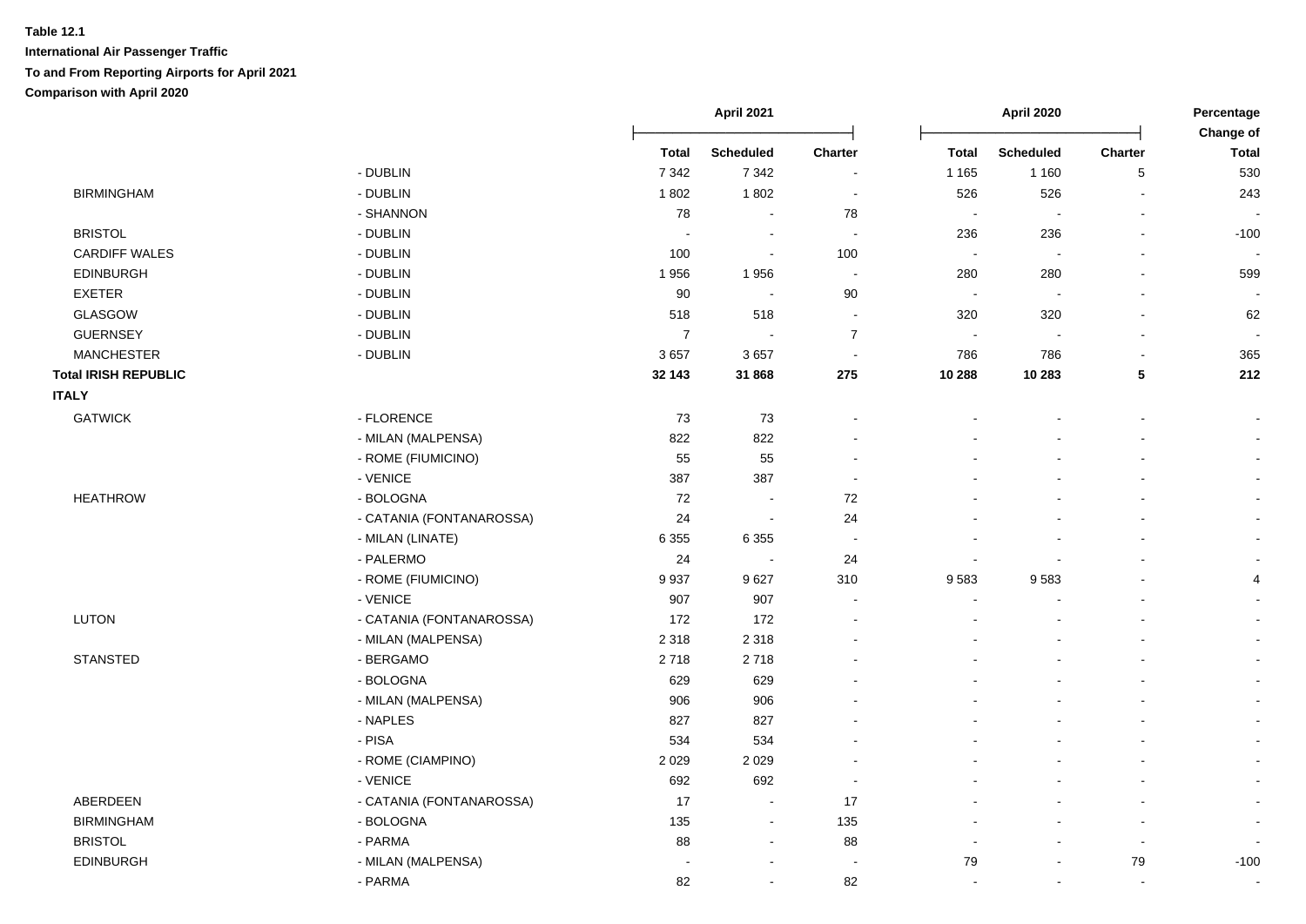**Table 12.1**

**International Air Passenger Traffic**

**To and From Reporting Airports for April 2021**

**Comparison with April 2020**

| | | April 2021 | | | April 2020 | | | Percentage Change of |
|---|---|---|---|---|---|---|---|---|
| | | Total | Scheduled | Charter | Total | Scheduled | Charter | Total |
| | - DUBLIN | 7 342 | 7 342 | - | 1 165 | 1 160 | 5 | 530 |
| BIRMINGHAM | - DUBLIN | 1 802 | 1 802 | - | 526 | 526 | - | 243 |
| | - SHANNON | 78 | - | 78 | - | - | - | - |
| BRISTOL | - DUBLIN | - | - | - | 236 | 236 | - | -100 |
| CARDIFF WALES | - DUBLIN | 100 | - | 100 | - | - | - | - |
| EDINBURGH | - DUBLIN | 1 956 | 1 956 | - | 280 | 280 | - | 599 |
| EXETER | - DUBLIN | 90 | - | 90 | - | - | - | - |
| GLASGOW | - DUBLIN | 518 | 518 | - | 320 | 320 | - | 62 |
| GUERNSEY | - DUBLIN | 7 | - | 7 | - | - | - | - |
| MANCHESTER | - DUBLIN | 3 657 | 3 657 | - | 786 | 786 | - | 365 |
| **Total IRISH REPUBLIC** | | **32 143** | **31 868** | **275** | **10 288** | **10 283** | **5** | **212** |
| **ITALY** | | | | | | | | |
| GATWICK | - FLORENCE | 73 | 73 | - | - | - | - | - |
| | - MILAN (MALPENSA) | 822 | 822 | - | - | - | - | - |
| | - ROME (FIUMICINO) | 55 | 55 | - | - | - | - | - |
| | - VENICE | 387 | 387 | - | - | - | - | - |
| HEATHROW | - BOLOGNA | 72 | - | 72 | - | - | - | - |
| | - CATANIA (FONTANAROSSA) | 24 | - | 24 | - | - | - | - |
| | - MILAN (LINATE) | 6 355 | 6 355 | - | - | - | - | - |
| | - PALERMO | 24 | - | 24 | - | - | - | - |
| | - ROME (FIUMICINO) | 9 937 | 9 627 | 310 | 9 583 | 9 583 | - | 4 |
| | - VENICE | 907 | 907 | - | - | - | - | - |
| LUTON | - CATANIA (FONTANAROSSA) | 172 | 172 | - | - | - | - | - |
| | - MILAN (MALPENSA) | 2 318 | 2 318 | - | - | - | - | - |
| STANSTED | - BERGAMO | 2 718 | 2 718 | - | - | - | - | - |
| | - BOLOGNA | 629 | 629 | - | - | - | - | - |
| | - MILAN (MALPENSA) | 906 | 906 | - | - | - | - | - |
| | - NAPLES | 827 | 827 | - | - | - | - | - |
| | - PISA | 534 | 534 | - | - | - | - | - |
| | - ROME (CIAMPINO) | 2 029 | 2 029 | - | - | - | - | - |
| | - VENICE | 692 | 692 | - | - | - | - | - |
| ABERDEEN | - CATANIA (FONTANAROSSA) | 17 | - | 17 | - | - | - | - |
| BIRMINGHAM | - BOLOGNA | 135 | - | 135 | - | - | - | - |
| BRISTOL | - PARMA | 88 | - | 88 | - | - | - | - |
| EDINBURGH | - MILAN (MALPENSA) | - | - | - | 79 | - | 79 | -100 |
| | - PARMA | 82 | - | 82 | - | - | - | - |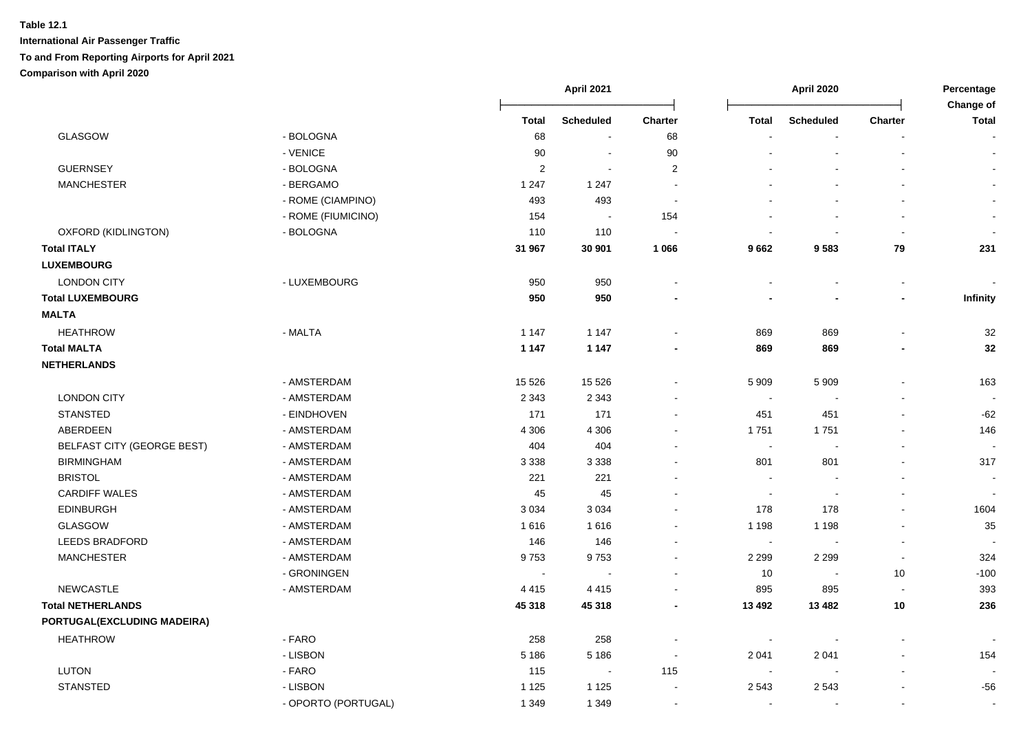**Table 12.1**

**International Air Passenger Traffic**

**To and From Reporting Airports for April 2021**

**Comparison with April 2020**

| | | April 2021 | | | April 2020 | | | Percentage Change of |
|---|---|---|---|---|---|---|---|---|
| | | Total | Scheduled | Charter | Total | Scheduled | Charter | Total |
| GLASGOW | - BOLOGNA | 68 | - | 68 | - | - | - | - |
| | - VENICE | 90 | - | 90 | - | - | - | - |
| GUERNSEY | - BOLOGNA | 2 | - | 2 | - | - | - | - |
| MANCHESTER | - BERGAMO | 1 247 | 1 247 | - | - | - | - | - |
| | - ROME (CIAMPINO) | 493 | 493 | - | - | - | - | - |
| | - ROME (FIUMICINO) | 154 | - | 154 | - | - | - | - |
| OXFORD (KIDLINGTON) | - BOLOGNA | 110 | 110 | - | - | - | - | - |
| **Total ITALY** | | **31 967** | **30 901** | **1 066** | **9 662** | **9 583** | **79** | **231** |
| **LUXEMBOURG** | | | | | | | | |
| LONDON CITY | - LUXEMBOURG | 950 | 950 | - | - | - | - | - |
| **Total LUXEMBOURG** | | **950** | **950** | **-** | **-** | **-** | **-** | **Infinity** |
| **MALTA** | | | | | | | | |
| HEATHROW | - MALTA | 1 147 | 1 147 | - | 869 | 869 | - | 32 |
| **Total MALTA** | | **1 147** | **1 147** | **-** | **869** | **869** | **-** | **32** |
| **NETHERLANDS** | | | | | | | | |
| | - AMSTERDAM | 15 526 | 15 526 | - | 5 909 | 5 909 | - | 163 |
| LONDON CITY | - AMSTERDAM | 2 343 | 2 343 | - | - | - | - | - |
| STANSTED | - EINDHOVEN | 171 | 171 | - | 451 | 451 | - | -62 |
| ABERDEEN | - AMSTERDAM | 4 306 | 4 306 | - | 1 751 | 1 751 | - | 146 |
| BELFAST CITY (GEORGE BEST) | - AMSTERDAM | 404 | 404 | - | - | - | - | - |
| BIRMINGHAM | - AMSTERDAM | 3 338 | 3 338 | - | 801 | 801 | - | 317 |
| BRISTOL | - AMSTERDAM | 221 | 221 | - | - | - | - | - |
| CARDIFF WALES | - AMSTERDAM | 45 | 45 | - | - | - | - | - |
| EDINBURGH | - AMSTERDAM | 3 034 | 3 034 | - | 178 | 178 | - | 1604 |
| GLASGOW | - AMSTERDAM | 1 616 | 1 616 | - | 1 198 | 1 198 | - | 35 |
| LEEDS BRADFORD | - AMSTERDAM | 146 | 146 | - | - | - | - | - |
| MANCHESTER | - AMSTERDAM | 9 753 | 9 753 | - | 2 299 | 2 299 | - | 324 |
| | - GRONINGEN | - | - | - | 10 | - | 10 | -100 |
| NEWCASTLE | - AMSTERDAM | 4 415 | 4 415 | - | 895 | 895 | - | 393 |
| **Total NETHERLANDS** | | **45 318** | **45 318** | **-** | **13 492** | **13 482** | **10** | **236** |
| **PORTUGAL(EXCLUDING MADEIRA)** | | | | | | | | |
| HEATHROW | - FARO | 258 | 258 | - | - | - | - | - |
| | - LISBON | 5 186 | 5 186 | - | 2 041 | 2 041 | - | 154 |
| LUTON | - FARO | 115 | - | 115 | - | - | - | - |
| STANSTED | - LISBON | 1 125 | 1 125 | - | 2 543 | 2 543 | - | -56 |
| | - OPORTO (PORTUGAL) | 1 349 | 1 349 | - | - | - | - | - |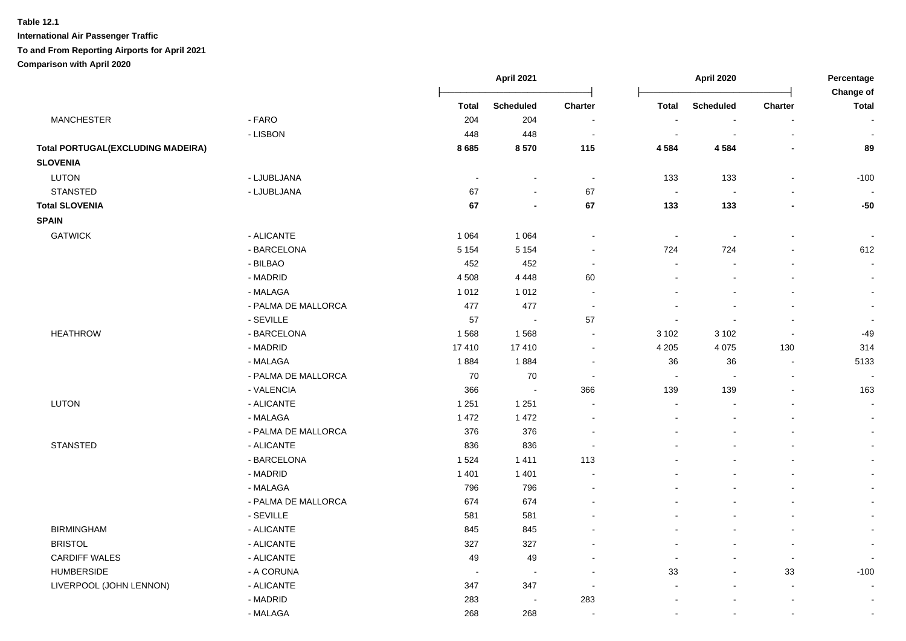**Table 12.1**

**International Air Passenger Traffic**

**To and From Reporting Airports for April 2021**

**Comparison with April 2020**

| | | April 2021 | | | April 2020 | | | Percentage Change of |
|---|---|---|---|---|---|---|---|---|
| | | Total | Scheduled | Charter | Total | Scheduled | Charter | Total |
| MANCHESTER | - FARO | 204 | 204 | - | - | - | - | - |
| | - LISBON | 448 | 448 | - | - | - | - | - |
| **Total PORTUGAL(EXCLUDING MADEIRA)** | | **8 685** | **8 570** | **115** | **4 584** | **4 584** | **-** | **89** |
| **SLOVENIA** | | | | | | | | |
| LUTON | - LJUBLJANA | - | - | - | 133 | 133 | - | -100 |
| STANSTED | - LJUBLJANA | 67 | - | 67 | - | - | - | - |
| **Total SLOVENIA** | | **67** | **-** | **67** | **133** | **133** | **-** | **-50** |
| **SPAIN** | | | | | | | | |
| GATWICK | - ALICANTE | 1 064 | 1 064 | - | - | - | - | - |
| | - BARCELONA | 5 154 | 5 154 | - | 724 | 724 | - | 612 |
| | - BILBAO | 452 | 452 | - | - | - | - | - |
| | - MADRID | 4 508 | 4 448 | 60 | - | - | - | - |
| | - MALAGA | 1 012 | 1 012 | - | - | - | - | - |
| | - PALMA DE MALLORCA | 477 | 477 | - | - | - | - | - |
| | - SEVILLE | 57 | - | 57 | - | - | - | - |
| HEATHROW | - BARCELONA | 1 568 | 1 568 | - | 3 102 | 3 102 | - | -49 |
| | - MADRID | 17 410 | 17 410 | - | 4 205 | 4 075 | 130 | 314 |
| | - MALAGA | 1 884 | 1 884 | - | 36 | 36 | - | 5133 |
| | - PALMA DE MALLORCA | 70 | 70 | - | - | - | - | - |
| | - VALENCIA | 366 | - | 366 | 139 | 139 | - | 163 |
| LUTON | - ALICANTE | 1 251 | 1 251 | - | - | - | - | - |
| | - MALAGA | 1 472 | 1 472 | - | - | - | - | - |
| | - PALMA DE MALLORCA | 376 | 376 | - | - | - | - | - |
| STANSTED | - ALICANTE | 836 | 836 | - | - | - | - | - |
| | - BARCELONA | 1 524 | 1 411 | 113 | - | - | - | - |
| | - MADRID | 1 401 | 1 401 | - | - | - | - | - |
| | - MALAGA | 796 | 796 | - | - | - | - | - |
| | - PALMA DE MALLORCA | 674 | 674 | - | - | - | - | - |
| | - SEVILLE | 581 | 581 | - | - | - | - | - |
| BIRMINGHAM | - ALICANTE | 845 | 845 | - | - | - | - | - |
| BRISTOL | - ALICANTE | 327 | 327 | - | - | - | - | - |
| CARDIFF WALES | - ALICANTE | 49 | 49 | - | - | - | - | - |
| HUMBERSIDE | - A CORUNA | - | - | - | 33 | - | 33 | -100 |
| LIVERPOOL (JOHN LENNON) | - ALICANTE | 347 | 347 | - | - | - | - | - |
| | - MADRID | 283 | - | 283 | - | - | - | - |
| | - MALAGA | 268 | 268 | - | - | - | - | - |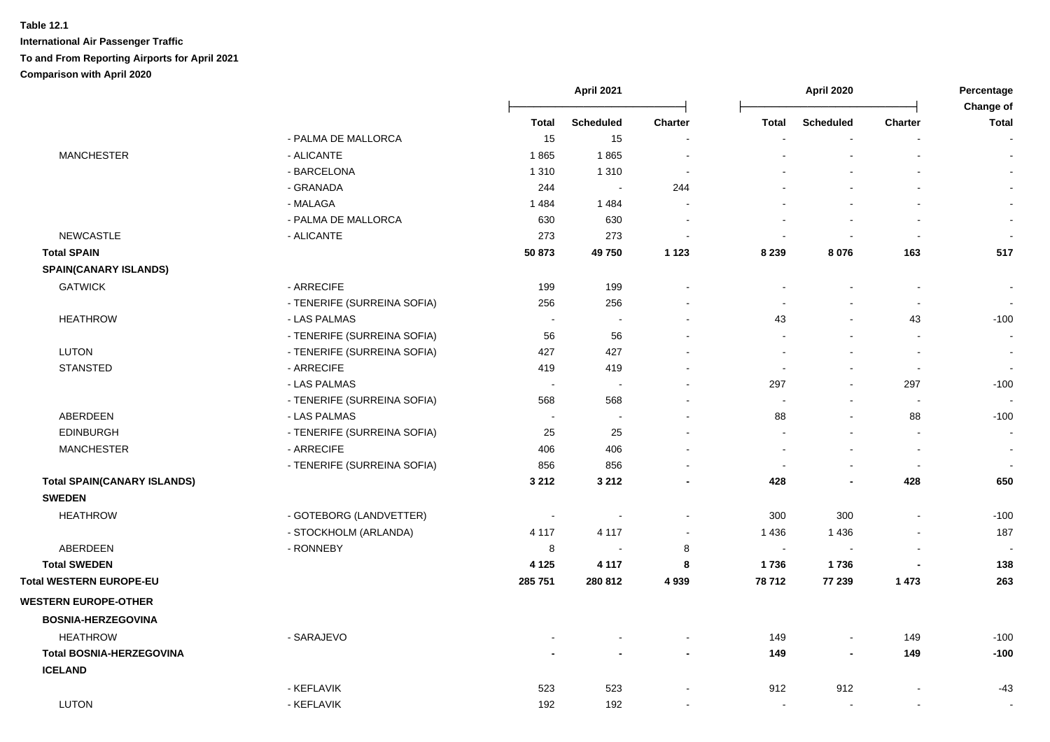**Table 12.1**

**International Air Passenger Traffic**

**To and From Reporting Airports for April 2021**

**Comparison with April 2020**

| | | April 2021 | | | April 2020 | | | Percentage Change of |
|---|---|---|---|---|---|---|---|---|
| | | Total | Scheduled | Charter | Total | Scheduled | Charter | Total |
| | - PALMA DE MALLORCA | 15 | 15 | - | - | - | - | - |
| MANCHESTER | - ALICANTE | 1 865 | 1 865 | - | - | - | - | - |
| | - BARCELONA | 1 310 | 1 310 | - | - | - | - | - |
| | - GRANADA | 244 | - | 244 | - | - | - | - |
| | - MALAGA | 1 484 | 1 484 | - | - | - | - | - |
| | - PALMA DE MALLORCA | 630 | 630 | - | - | - | - | - |
| NEWCASTLE | - ALICANTE | 273 | 273 | - | - | - | - | - |
| **Total SPAIN** | | **50 873** | **49 750** | **1 123** | **8 239** | **8 076** | **163** | **517** |
| **SPAIN(CANARY ISLANDS)** | | | | | | | | |
| GATWICK | - ARRECIFE | 199 | 199 | - | - | - | - | - |
| | - TENERIFE (SURREINA SOFIA) | 256 | 256 | - | - | - | - | - |
| HEATHROW | - LAS PALMAS | - | - | - | 43 | - | 43 | -100 |
| | - TENERIFE (SURREINA SOFIA) | 56 | 56 | - | - | - | - | - |
| LUTON | - TENERIFE (SURREINA SOFIA) | 427 | 427 | - | - | - | - | - |
| STANSTED | - ARRECIFE | 419 | 419 | - | - | - | - | - |
| | - LAS PALMAS | - | - | - | 297 | - | 297 | -100 |
| | - TENERIFE (SURREINA SOFIA) | 568 | 568 | - | - | - | - | - |
| ABERDEEN | - LAS PALMAS | - | - | - | 88 | - | 88 | -100 |
| EDINBURGH | - TENERIFE (SURREINA SOFIA) | 25 | 25 | - | - | - | - | - |
| MANCHESTER | - ARRECIFE | 406 | 406 | - | - | - | - | - |
| | - TENERIFE (SURREINA SOFIA) | 856 | 856 | - | - | - | - | - |
| **Total SPAIN(CANARY ISLANDS)** | | **3 212** | **3 212** | **-** | **428** | **-** | **428** | **650** |
| **SWEDEN** | | | | | | | | |
| HEATHROW | - GOTEBORG (LANDVETTER) | - | - | - | 300 | 300 | - | -100 |
| | - STOCKHOLM (ARLANDA) | 4 117 | 4 117 | - | 1 436 | 1 436 | - | 187 |
| ABERDEEN | - RONNEBY | 8 | - | 8 | - | - | - | - |
| **Total SWEDEN** | | **4 125** | **4 117** | **8** | **1 736** | **1 736** | **-** | **138** |
| **Total WESTERN EUROPE-EU** | | **285 751** | **280 812** | **4 939** | **78 712** | **77 239** | **1 473** | **263** |
| **WESTERN EUROPE-OTHER** | | | | | | | | |
| **BOSNIA-HERZEGOVINA** | | | | | | | | |
| HEATHROW | - SARAJEVO | - | - | - | 149 | - | 149 | -100 |
| **Total BOSNIA-HERZEGOVINA** | | **-** | **-** | **-** | **149** | **-** | **149** | **-100** |
| **ICELAND** | | | | | | | | |
| | - KEFLAVIK | 523 | 523 | - | 912 | 912 | - | -43 |
| LUTON | - KEFLAVIK | 192 | 192 | - | - | - | - | - |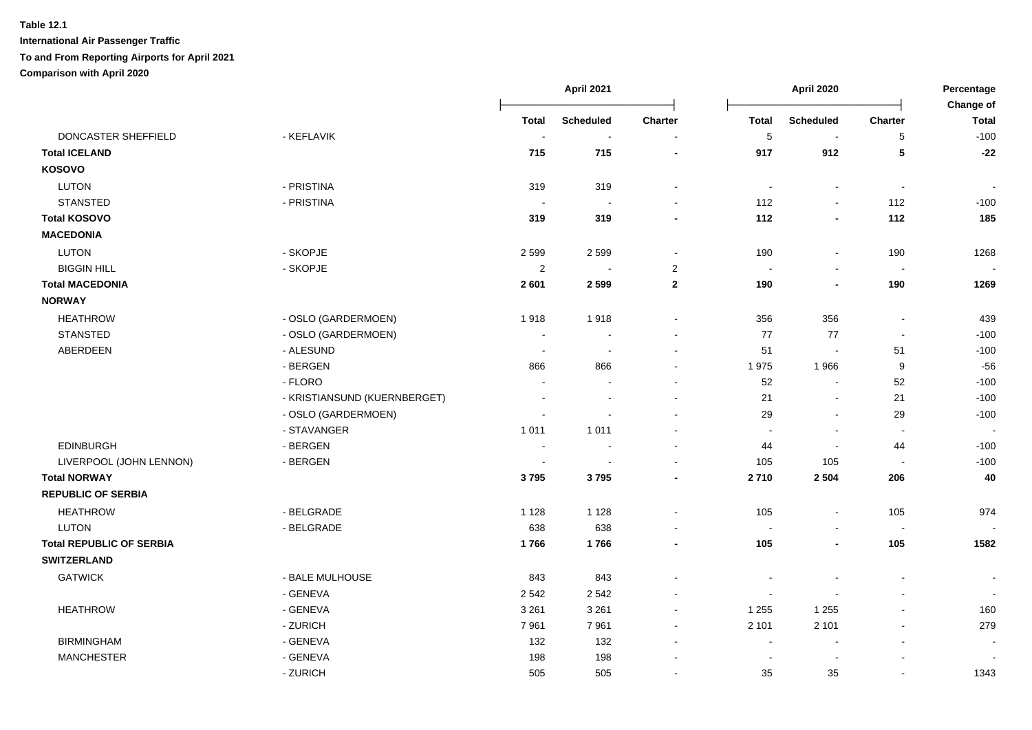**Table 12.1**

**International Air Passenger Traffic**

**To and From Reporting Airports for April 2021**

**Comparison with April 2020**

| | | April 2021 | | | April 2020 | | | Percentage Change of |
|---|---|---|---|---|---|---|---|---|
| | | Total | Scheduled | Charter | Total | Scheduled | Charter | Total |
| DONCASTER SHEFFIELD | - KEFLAVIK | - | - | - | 5 | - | 5 | -100 |
| **Total ICELAND** | | **715** | **715** | **-** | **917** | **912** | **5** | **-22** |
| **KOSOVO** | | | | | | | | |
| LUTON | - PRISTINA | 319 | 319 | - | - | - | - | - |
| STANSTED | - PRISTINA | - | - | - | 112 | - | 112 | -100 |
| **Total KOSOVO** | | **319** | **319** | **-** | **112** | **-** | **112** | **185** |
| **MACEDONIA** | | | | | | | | |
| LUTON | - SKOPJE | 2 599 | 2 599 | - | 190 | - | 190 | 1268 |
| BIGGIN HILL | - SKOPJE | 2 | - | 2 | - | - | - | - |
| **Total MACEDONIA** | | **2 601** | **2 599** | **2** | **190** | **-** | **190** | **1269** |
| **NORWAY** | | | | | | | | |
| HEATHROW | - OSLO (GARDERMOEN) | 1 918 | 1 918 | - | 356 | 356 | - | 439 |
| STANSTED | - OSLO (GARDERMOEN) | - | - | - | 77 | 77 | - | -100 |
| ABERDEEN | - ALESUND | - | - | - | 51 | - | 51 | -100 |
| | - BERGEN | 866 | 866 | - | 1 975 | 1 966 | 9 | -56 |
| | - FLORO | - | - | - | 52 | - | 52 | -100 |
| | - KRISTIANSUND (KUERNBERGET) | - | - | - | 21 | - | 21 | -100 |
| | - OSLO (GARDERMOEN) | - | - | - | 29 | - | 29 | -100 |
| | - STAVANGER | 1 011 | 1 011 | - | - | - | - | - |
| EDINBURGH | - BERGEN | - | - | - | 44 | - | 44 | -100 |
| LIVERPOOL (JOHN LENNON) | - BERGEN | - | - | - | 105 | 105 | - | -100 |
| **Total NORWAY** | | **3 795** | **3 795** | **-** | **2 710** | **2 504** | **206** | **40** |
| **REPUBLIC OF SERBIA** | | | | | | | | |
| HEATHROW | - BELGRADE | 1 128 | 1 128 | - | 105 | - | 105 | 974 |
| LUTON | - BELGRADE | 638 | 638 | - | - | - | - | - |
| **Total REPUBLIC OF SERBIA** | | **1 766** | **1 766** | **-** | **105** | **-** | **105** | **1582** |
| **SWITZERLAND** | | | | | | | | |
| GATWICK | - BALE MULHOUSE | 843 | 843 | - | - | - | - | - |
| | - GENEVA | 2 542 | 2 542 | - | - | - | - | - |
| HEATHROW | - GENEVA | 3 261 | 3 261 | - | 1 255 | 1 255 | - | 160 |
| | - ZURICH | 7 961 | 7 961 | - | 2 101 | 2 101 | - | 279 |
| BIRMINGHAM | - GENEVA | 132 | 132 | - | - | - | - | - |
| MANCHESTER | - GENEVA | 198 | 198 | - | - | - | - | - |
| | - ZURICH | 505 | 505 | - | 35 | 35 | - | 1343 |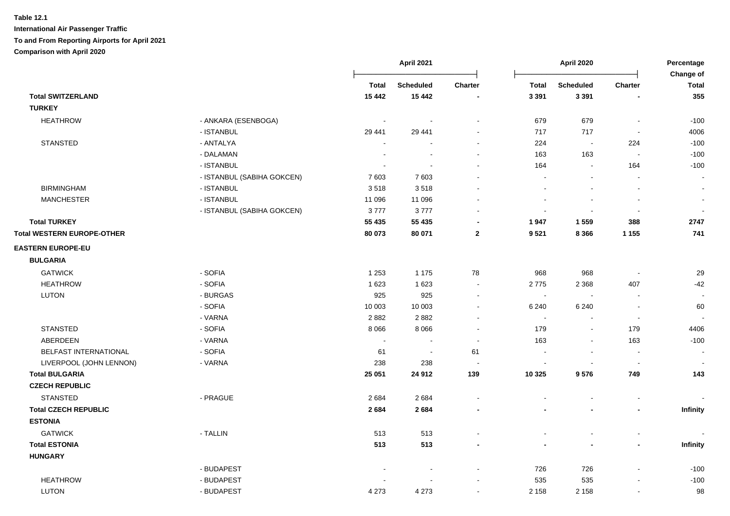**Table 12.1**

**International Air Passenger Traffic**

**To and From Reporting Airports for April 2021**

**Comparison with April 2020**

| | | April 2021 | | | April 2020 | | | Percentage Change of |
|---|---|---|---|---|---|---|---|---|
| | | Total | Scheduled | Charter | Total | Scheduled | Charter | Total |
| **Total SWITZERLAND** | | **15 442** | **15 442** | **-** | **3 391** | **3 391** | **-** | **355** |
| **TURKEY** | | | | | | | | |
| HEATHROW | - ANKARA (ESENBOGA) | - | - | - | 679 | 679 | - | -100 |
| | - ISTANBUL | 29 441 | 29 441 | - | 717 | 717 | - | 4006 |
| STANSTED | - ANTALYA | - | - | - | 224 | - | 224 | -100 |
| | - DALAMAN | - | - | - | 163 | 163 | - | -100 |
| | - ISTANBUL | - | - | - | 164 | - | 164 | -100 |
| | - ISTANBUL (SABIHA GOKCEN) | 7 603 | 7 603 | - | - | - | - | - |
| BIRMINGHAM | - ISTANBUL | 3 518 | 3 518 | - | - | - | - | - |
| MANCHESTER | - ISTANBUL | 11 096 | 11 096 | - | - | - | - | - |
| | - ISTANBUL (SABIHA GOKCEN) | 3 777 | 3 777 | - | - | - | - | - |
| **Total TURKEY** | | **55 435** | **55 435** | **-** | **1 947** | **1 559** | **388** | **2747** |
| **Total WESTERN EUROPE-OTHER** | | **80 073** | **80 071** | **2** | **9 521** | **8 366** | **1 155** | **741** |
| **EASTERN EUROPE-EU** | | | | | | | | |
| **BULGARIA** | | | | | | | | |
| GATWICK | - SOFIA | 1 253 | 1 175 | 78 | 968 | 968 | - | 29 |
| HEATHROW | - SOFIA | 1 623 | 1 623 | - | 2 775 | 2 368 | 407 | -42 |
| LUTON | - BURGAS | 925 | 925 | - | - | - | - | - |
| | - SOFIA | 10 003 | 10 003 | - | 6 240 | 6 240 | - | 60 |
| | - VARNA | 2 882 | 2 882 | - | - | - | - | - |
| STANSTED | - SOFIA | 8 066 | 8 066 | - | 179 | - | 179 | 4406 |
| ABERDEEN | - VARNA | - | - | - | 163 | - | 163 | -100 |
| BELFAST INTERNATIONAL | - SOFIA | 61 | - | 61 | - | - | - | - |
| LIVERPOOL (JOHN LENNON) | - VARNA | 238 | 238 | - | - | - | - | - |
| **Total BULGARIA** | | **25 051** | **24 912** | **139** | **10 325** | **9 576** | **749** | **143** |
| **CZECH REPUBLIC** | | | | | | | | |
| STANSTED | - PRAGUE | 2 684 | 2 684 | - | - | - | - | - |
| **Total CZECH REPUBLIC** | | **2 684** | **2 684** | **-** | **-** | **-** | **-** | **Infinity** |
| **ESTONIA** | | | | | | | | |
| GATWICK | - TALLIN | 513 | 513 | - | - | - | - | - |
| **Total ESTONIA** | | **513** | **513** | **-** | **-** | **-** | **-** | **Infinity** |
| **HUNGARY** | | | | | | | | |
| | - BUDAPEST | - | - | - | 726 | 726 | - | -100 |
| HEATHROW | - BUDAPEST | - | - | - | 535 | 535 | - | -100 |
| LUTON | - BUDAPEST | 4 273 | 4 273 | - | 2 158 | 2 158 | - | 98 |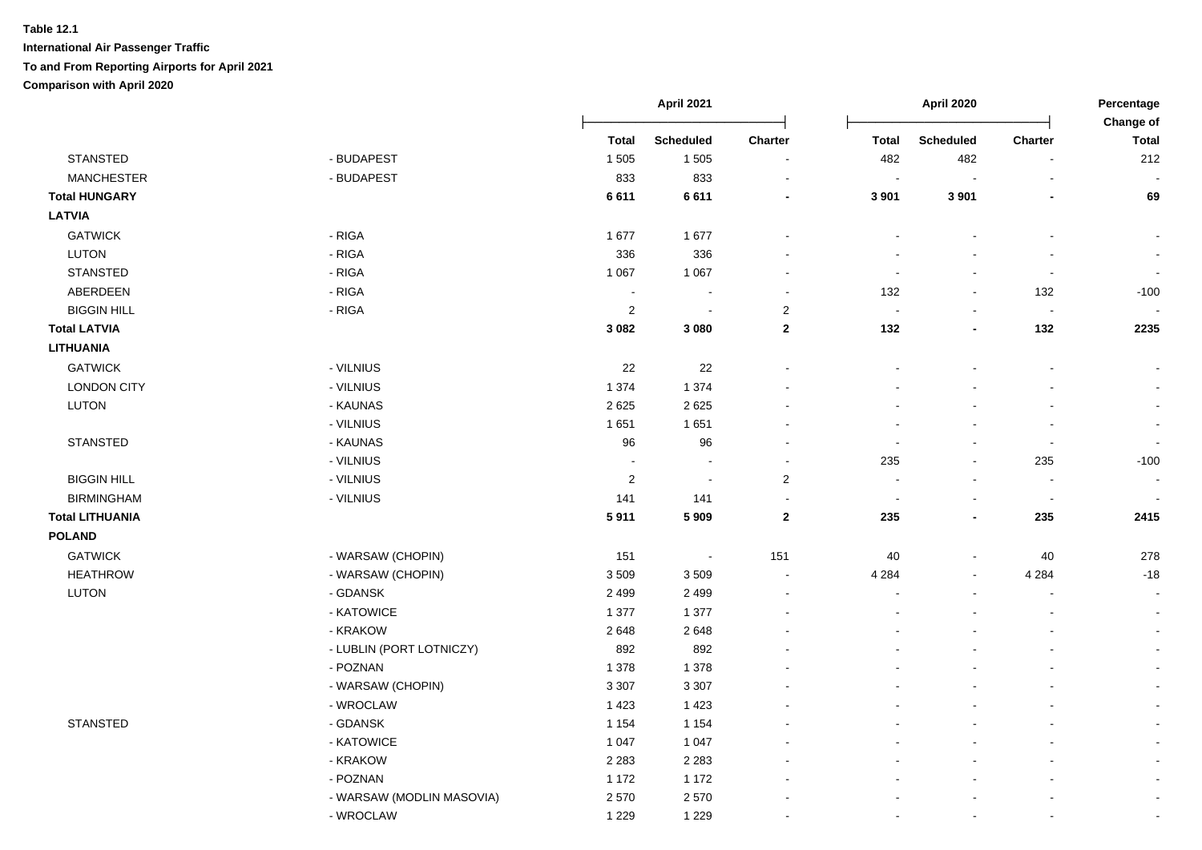**Table 12.1**

**International Air Passenger Traffic**

**To and From Reporting Airports for April 2021**

**Comparison with April 2020**

| | | April 2021 | | | April 2020 | | | Percentage Change of |
|---|---|---|---|---|---|---|---|---|
| | | Total | Scheduled | Charter | Total | Scheduled | Charter | Total |
| STANSTED | - BUDAPEST | 1 505 | 1 505 | - | 482 | 482 | - | 212 |
| MANCHESTER | - BUDAPEST | 833 | 833 | - | - | - | - | - |
| **Total HUNGARY** | | **6 611** | **6 611** | **-** | **3 901** | **3 901** | **-** | **69** |
| **LATVIA** | | | | | | | | |
| GATWICK | - RIGA | 1 677 | 1 677 | - | - | - | - | - |
| LUTON | - RIGA | 336 | 336 | - | - | - | - | - |
| STANSTED | - RIGA | 1 067 | 1 067 | - | - | - | - | - |
| ABERDEEN | - RIGA | - | - | - | 132 | - | 132 | -100 |
| BIGGIN HILL | - RIGA | 2 | - | 2 | - | - | - | - |
| **Total LATVIA** | | **3 082** | **3 080** | **2** | **132** | **-** | **132** | **2235** |
| **LITHUANIA** | | | | | | | | |
| GATWICK | - VILNIUS | 22 | 22 | - | - | - | - | - |
| LONDON CITY | - VILNIUS | 1 374 | 1 374 | - | - | - | - | - |
| LUTON | - KAUNAS | 2 625 | 2 625 | - | - | - | - | - |
| | - VILNIUS | 1 651 | 1 651 | - | - | - | - | - |
| STANSTED | - KAUNAS | 96 | 96 | - | - | - | - | - |
| | - VILNIUS | - | - | - | 235 | - | 235 | -100 |
| BIGGIN HILL | - VILNIUS | 2 | - | 2 | - | - | - | - |
| BIRMINGHAM | - VILNIUS | 141 | 141 | - | - | - | - | - |
| **Total LITHUANIA** | | **5 911** | **5 909** | **2** | **235** | **-** | **235** | **2415** |
| **POLAND** | | | | | | | | |
| GATWICK | - WARSAW (CHOPIN) | 151 | - | 151 | 40 | - | 40 | 278 |
| HEATHROW | - WARSAW (CHOPIN) | 3 509 | 3 509 | - | 4 284 | - | 4 284 | -18 |
| LUTON | - GDANSK | 2 499 | 2 499 | - | - | - | - | - |
| | - KATOWICE | 1 377 | 1 377 | - | - | - | - | - |
| | - KRAKOW | 2 648 | 2 648 | - | - | - | - | - |
| | - LUBLIN (PORT LOTNICZY) | 892 | 892 | - | - | - | - | - |
| | - POZNAN | 1 378 | 1 378 | - | - | - | - | - |
| | - WARSAW (CHOPIN) | 3 307 | 3 307 | - | - | - | - | - |
| | - WROCLAW | 1 423 | 1 423 | - | - | - | - | - |
| STANSTED | - GDANSK | 1 154 | 1 154 | - | - | - | - | - |
| | - KATOWICE | 1 047 | 1 047 | - | - | - | - | - |
| | - KRAKOW | 2 283 | 2 283 | - | - | - | - | - |
| | - POZNAN | 1 172 | 1 172 | - | - | - | - | - |
| | - WARSAW (MODLIN MASOVIA) | 2 570 | 2 570 | - | - | - | - | - |
| | - WROCLAW | 1 229 | 1 229 | - | - | - | - | - |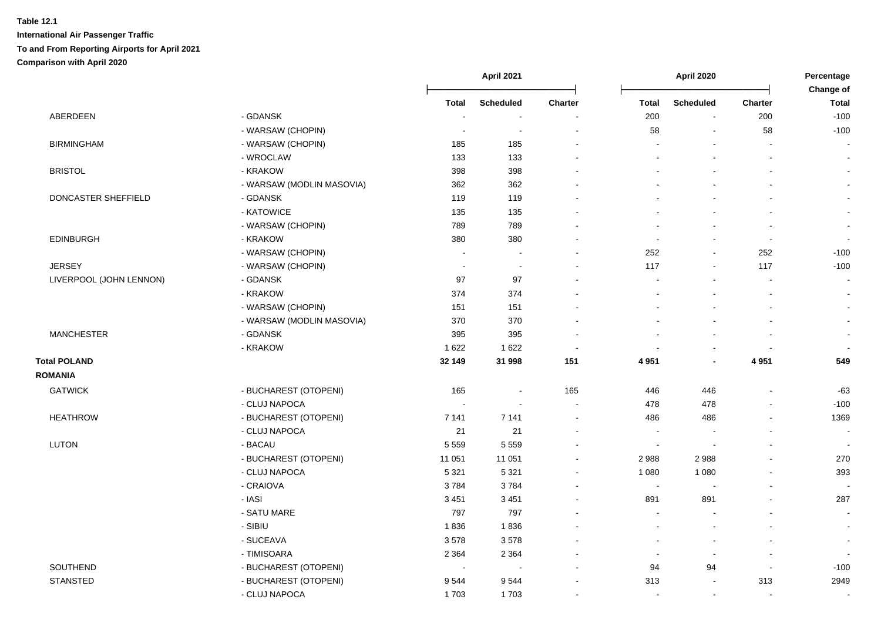**Table 12.1**

**International Air Passenger Traffic**

**To and From Reporting Airports for April 2021**

**Comparison with April 2020**

| | | April 2021 | | | April 2020 | | | Percentage Change of |
|---|---|---|---|---|---|---|---|---|
| | | Total | Scheduled | Charter | Total | Scheduled | Charter | Total |
| ABERDEEN | - GDANSK | - | - | - | 200 | - | 200 | -100 |
| | - WARSAW (CHOPIN) | - | - | - | 58 | - | 58 | -100 |
| BIRMINGHAM | - WARSAW (CHOPIN) | 185 | 185 | - | - | - | - | - |
| | - WROCLAW | 133 | 133 | - | - | - | - | - |
| BRISTOL | - KRAKOW | 398 | 398 | - | - | - | - | - |
| | - WARSAW (MODLIN MASOVIA) | 362 | 362 | - | - | - | - | - |
| DONCASTER SHEFFIELD | - GDANSK | 119 | 119 | - | - | - | - | - |
| | - KATOWICE | 135 | 135 | - | - | - | - | - |
| | - WARSAW (CHOPIN) | 789 | 789 | - | - | - | - | - |
| EDINBURGH | - KRAKOW | 380 | 380 | - | - | - | - | - |
| | - WARSAW (CHOPIN) | - | - | - | 252 | - | 252 | -100 |
| JERSEY | - WARSAW (CHOPIN) | - | - | - | 117 | - | 117 | -100 |
| LIVERPOOL (JOHN LENNON) | - GDANSK | 97 | 97 | - | - | - | - | - |
| | - KRAKOW | 374 | 374 | - | - | - | - | - |
| | - WARSAW (CHOPIN) | 151 | 151 | - | - | - | - | - |
| | - WARSAW (MODLIN MASOVIA) | 370 | 370 | - | - | - | - | - |
| MANCHESTER | - GDANSK | 395 | 395 | - | - | - | - | - |
| | - KRAKOW | 1 622 | 1 622 | - | - | - | - | - |
| **Total POLAND** | | **32 149** | **31 998** | **151** | **4 951** | **-** | **4 951** | **549** |
| **ROMANIA** | | | | | | | | |
| GATWICK | - BUCHAREST (OTOPENI) | 165 | - | 165 | 446 | 446 | - | -63 |
| | - CLUJ NAPOCA | - | - | - | 478 | 478 | - | -100 |
| HEATHROW | - BUCHAREST (OTOPENI) | 7 141 | 7 141 | - | 486 | 486 | - | 1369 |
| | - CLUJ NAPOCA | 21 | 21 | - | - | - | - | - |
| LUTON | - BACAU | 5 559 | 5 559 | - | - | - | - | - |
| | - BUCHAREST (OTOPENI) | 11 051 | 11 051 | - | 2 988 | 2 988 | - | 270 |
| | - CLUJ NAPOCA | 5 321 | 5 321 | - | 1 080 | 1 080 | - | 393 |
| | - CRAIOVA | 3 784 | 3 784 | - | - | - | - | - |
| | - IASI | 3 451 | 3 451 | - | 891 | 891 | - | 287 |
| | - SATU MARE | 797 | 797 | - | - | - | - | - |
| | - SIBIU | 1 836 | 1 836 | - | - | - | - | - |
| | - SUCEAVA | 3 578 | 3 578 | - | - | - | - | - |
| | - TIMISOARA | 2 364 | 2 364 | - | - | - | - | - |
| SOUTHEND | - BUCHAREST (OTOPENI) | - | - | - | 94 | 94 | - | -100 |
| STANSTED | - BUCHAREST (OTOPENI) | 9 544 | 9 544 | - | 313 | - | 313 | 2949 |
| | - CLUJ NAPOCA | 1 703 | 1 703 | - | - | - | - | - |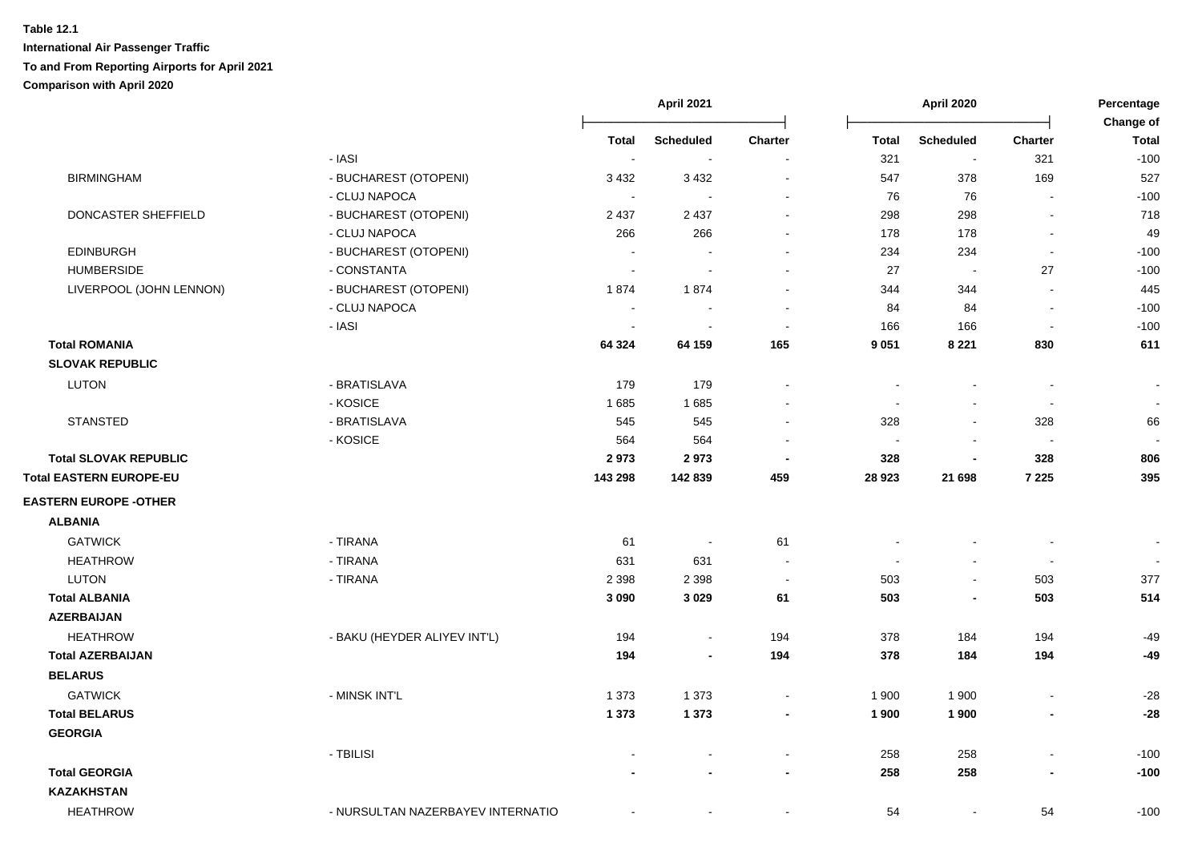**Table 12.1**

**International Air Passenger Traffic**

**To and From Reporting Airports for April 2021**

**Comparison with April 2020**

| | | April 2021 | | | April 2020 | | | Percentage Change of |
|---|---|---|---|---|---|---|---|---|
| | | Total | Scheduled | Charter | Total | Scheduled | Charter | Total |
| | - IASI | - | - | - | 321 | - | 321 | -100 |
| BIRMINGHAM | - BUCHAREST (OTOPENI) | 3 432 | 3 432 | - | 547 | 378 | 169 | 527 |
| | - CLUJ NAPOCA | - | - | - | 76 | 76 | - | -100 |
| DONCASTER SHEFFIELD | - BUCHAREST (OTOPENI) | 2 437 | 2 437 | - | 298 | 298 | - | 718 |
| | - CLUJ NAPOCA | 266 | 266 | - | 178 | 178 | - | 49 |
| EDINBURGH | - BUCHAREST (OTOPENI) | - | - | - | 234 | 234 | - | -100 |
| HUMBERSIDE | - CONSTANTA | - | - | - | 27 | - | 27 | -100 |
| LIVERPOOL (JOHN LENNON) | - BUCHAREST (OTOPENI) | 1 874 | 1 874 | - | 344 | 344 | - | 445 |
| | - CLUJ NAPOCA | - | - | - | 84 | 84 | - | -100 |
| | - IASI | - | - | - | 166 | 166 | - | -100 |
| **Total ROMANIA** | | **64 324** | **64 159** | **165** | **9 051** | **8 221** | **830** | **611** |
| **SLOVAK REPUBLIC** | | | | | | | | |
| LUTON | - BRATISLAVA | 179 | 179 | - | - | - | - | - |
| | - KOSICE | 1 685 | 1 685 | - | - | - | - | - |
| STANSTED | - BRATISLAVA | 545 | 545 | - | 328 | - | 328 | 66 |
| | - KOSICE | 564 | 564 | - | - | - | - | - |
| **Total SLOVAK REPUBLIC** | | **2 973** | **2 973** | **-** | **328** | **-** | **328** | **806** |
| **Total EASTERN EUROPE-EU** | | **143 298** | **142 839** | **459** | **28 923** | **21 698** | **7 225** | **395** |
| **EASTERN EUROPE -OTHER** | | | | | | | | |
| **ALBANIA** | | | | | | | | |
| GATWICK | - TIRANA | 61 | - | 61 | - | - | - | - |
| HEATHROW | - TIRANA | 631 | 631 | - | - | - | - | - |
| LUTON | - TIRANA | 2 398 | 2 398 | - | 503 | - | 503 | 377 |
| **Total ALBANIA** | | **3 090** | **3 029** | **61** | **503** | **-** | **503** | **514** |
| **AZERBAIJAN** | | | | | | | | |
| HEATHROW | - BAKU (HEYDER ALIYEV INT'L) | 194 | - | 194 | 378 | 184 | 194 | -49 |
| **Total AZERBAIJAN** | | **194** | **-** | **194** | **378** | **184** | **194** | **-49** |
| **BELARUS** | | | | | | | | |
| GATWICK | - MINSK INT'L | 1 373 | 1 373 | - | 1 900 | 1 900 | - | -28 |
| **Total BELARUS** | | **1 373** | **1 373** | **-** | **1 900** | **1 900** | **-** | **-28** |
| **GEORGIA** | | | | | | | | |
| | - TBILISI | - | - | - | 258 | 258 | - | -100 |
| **Total GEORGIA** | | **-** | **-** | **-** | **258** | **258** | **-** | **-100** |
| **KAZAKHSTAN** | | | | | | | | |
| HEATHROW | - NURSULTAN NAZERBAYEV INTERNATIO | - | - | - | 54 | - | 54 | -100 |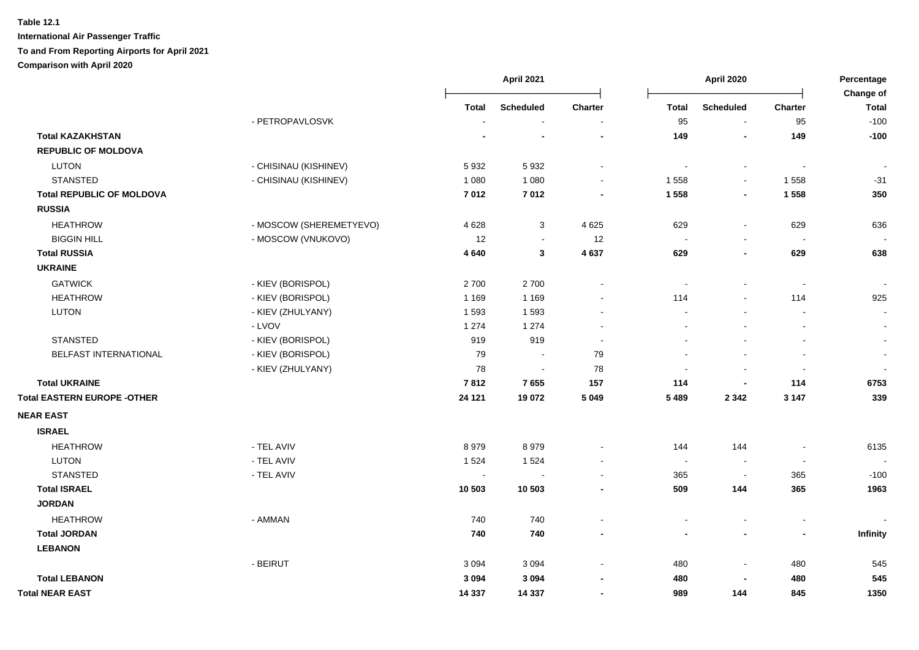**Table 12.1**

**International Air Passenger Traffic**

**To and From Reporting Airports for April 2021**

**Comparison with April 2020**

| | | April 2021 | | | April 2020 | | | Percentage Change of |
|---|---|---|---|---|---|---|---|---|
| | | Total | Scheduled | Charter | Total | Scheduled | Charter | Total |
| | - PETROPAVLOSVK | - | - | - | 95 | - | 95 | -100 |
| **Total KAZAKHSTAN** | | **-** | **-** | **-** | **149** | **-** | **149** | **-100** |
| **REPUBLIC OF MOLDOVA** | | | | | | | | |
| LUTON | - CHISINAU (KISHINEV) | 5 932 | 5 932 | - | - | - | - | - |
| STANSTED | - CHISINAU (KISHINEV) | 1 080 | 1 080 | - | 1 558 | - | 1 558 | -31 |
| **Total REPUBLIC OF MOLDOVA** | | **7 012** | **7 012** | **-** | **1 558** | **-** | **1 558** | **350** |
| **RUSSIA** | | | | | | | | |
| HEATHROW | - MOSCOW (SHEREMETYEVO) | 4 628 | 3 | 4 625 | 629 | - | 629 | 636 |
| BIGGIN HILL | - MOSCOW (VNUKOVO) | 12 | - | 12 | - | - | - | - |
| **Total RUSSIA** | | **4 640** | **3** | **4 637** | **629** | **-** | **629** | **638** |
| **UKRAINE** | | | | | | | | |
| GATWICK | - KIEV (BORISPOL) | 2 700 | 2 700 | - | - | - | - | - |
| HEATHROW | - KIEV (BORISPOL) | 1 169 | 1 169 | - | 114 | - | 114 | 925 |
| LUTON | - KIEV (ZHULYANY) | 1 593 | 1 593 | - | - | - | - | - |
| | - LVOV | 1 274 | 1 274 | - | - | - | - | - |
| STANSTED | - KIEV (BORISPOL) | 919 | 919 | - | - | - | - | - |
| BELFAST INTERNATIONAL | - KIEV (BORISPOL) | 79 | - | 79 | - | - | - | - |
| | - KIEV (ZHULYANY) | 78 | - | 78 | - | - | - | - |
| **Total UKRAINE** | | **7 812** | **7 655** | **157** | **114** | **-** | **114** | **6753** |
| **Total EASTERN EUROPE -OTHER** | | **24 121** | **19 072** | **5 049** | **5 489** | **2 342** | **3 147** | **339** |
| **NEAR EAST** | | | | | | | | |
| **ISRAEL** | | | | | | | | |
| HEATHROW | - TEL AVIV | 8 979 | 8 979 | - | 144 | 144 | - | 6135 |
| LUTON | - TEL AVIV | 1 524 | 1 524 | - | - | - | - | - |
| STANSTED | - TEL AVIV | - | - | - | 365 | - | 365 | -100 |
| **Total ISRAEL** | | **10 503** | **10 503** | **-** | **509** | **144** | **365** | **1963** |
| **JORDAN** | | | | | | | | |
| HEATHROW | - AMMAN | 740 | 740 | - | - | - | - | - |
| **Total JORDAN** | | **740** | **740** | **-** | **-** | **-** | **-** | **Infinity** |
| **LEBANON** | | | | | | | | |
| | - BEIRUT | 3 094 | 3 094 | - | 480 | - | 480 | 545 |
| **Total LEBANON** | | **3 094** | **3 094** | **-** | **480** | **-** | **480** | **545** |
| **Total NEAR EAST** | | **14 337** | **14 337** | **-** | **989** | **144** | **845** | **1350** |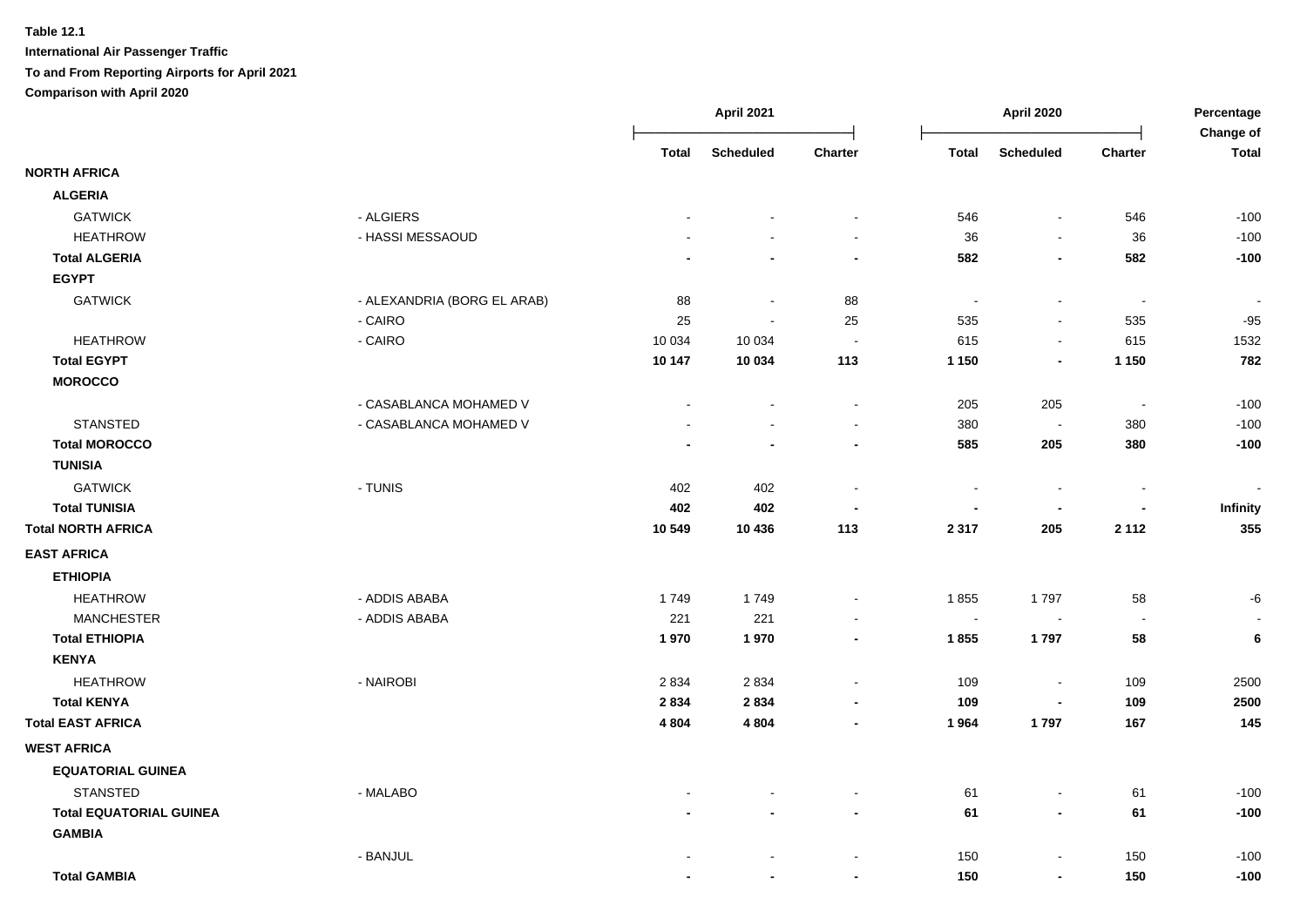**Table 12.1**

**International Air Passenger Traffic**

**To and From Reporting Airports for April 2021**

**Comparison with April 2020**

| | | April 2021 | | | April 2020 | | | Percentage Change of |
|---|---|---|---|---|---|---|---|---|
| | | Total | Scheduled | Charter | Total | Scheduled | Charter | Total |
| **NORTH AFRICA** | | | | | | | | |
| **ALGERIA** | | | | | | | | |
| GATWICK | - ALGIERS | - | - | - | 546 | - | 546 | -100 |
| HEATHROW | - HASSI MESSAOUD | - | - | - | 36 | - | 36 | -100 |
| **Total ALGERIA** | | **-** | **-** | **-** | **582** | **-** | **582** | **-100** |
| **EGYPT** | | | | | | | | |
| GATWICK | - ALEXANDRIA (BORG EL ARAB) | 88 | - | 88 | - | - | - | - |
| | - CAIRO | 25 | - | 25 | 535 | - | 535 | -95 |
| HEATHROW | - CAIRO | 10 034 | 10 034 | - | 615 | - | 615 | 1532 |
| **Total EGYPT** | | **10 147** | **10 034** | **113** | **1 150** | **-** | **1 150** | **782** |
| **MOROCCO** | | | | | | | | |
| | - CASABLANCA MOHAMED V | - | - | - | 205 | 205 | - | -100 |
| STANSTED | - CASABLANCA MOHAMED V | - | - | - | 380 | - | 380 | -100 |
| **Total MOROCCO** | | **-** | **-** | **-** | **585** | **205** | **380** | **-100** |
| **TUNISIA** | | | | | | | | |
| GATWICK | - TUNIS | 402 | 402 | - | - | - | - | - |
| **Total TUNISIA** | | **402** | **402** | **-** | **-** | **-** | **-** | **Infinity** |
| **Total NORTH AFRICA** | | **10 549** | **10 436** | **113** | **2 317** | **205** | **2 112** | **355** |
| **EAST AFRICA** | | | | | | | | |
| **ETHIOPIA** | | | | | | | | |
| HEATHROW | - ADDIS ABABA | 1 749 | 1 749 | - | 1 855 | 1 797 | 58 | -6 |
| MANCHESTER | - ADDIS ABABA | 221 | 221 | - | - | - | - | - |
| **Total ETHIOPIA** | | **1 970** | **1 970** | **-** | **1 855** | **1 797** | **58** | **6** |
| **KENYA** | | | | | | | | |
| HEATHROW | - NAIROBI | 2 834 | 2 834 | - | 109 | - | 109 | 2500 |
| **Total KENYA** | | **2 834** | **2 834** | **-** | **109** | **-** | **109** | **2500** |
| **Total EAST AFRICA** | | **4 804** | **4 804** | **-** | **1 964** | **1 797** | **167** | **145** |
| **WEST AFRICA** | | | | | | | | |
| **EQUATORIAL GUINEA** | | | | | | | | |
| STANSTED | - MALABO | - | - | - | 61 | - | 61 | -100 |
| **Total EQUATORIAL GUINEA** | | **-** | **-** | **-** | **61** | **-** | **61** | **-100** |
| **GAMBIA** | | | | | | | | |
| | - BANJUL | - | - | - | 150 | - | 150 | -100 |
| **Total GAMBIA** | | **-** | **-** | **-** | **150** | **-** | **150** | **-100** |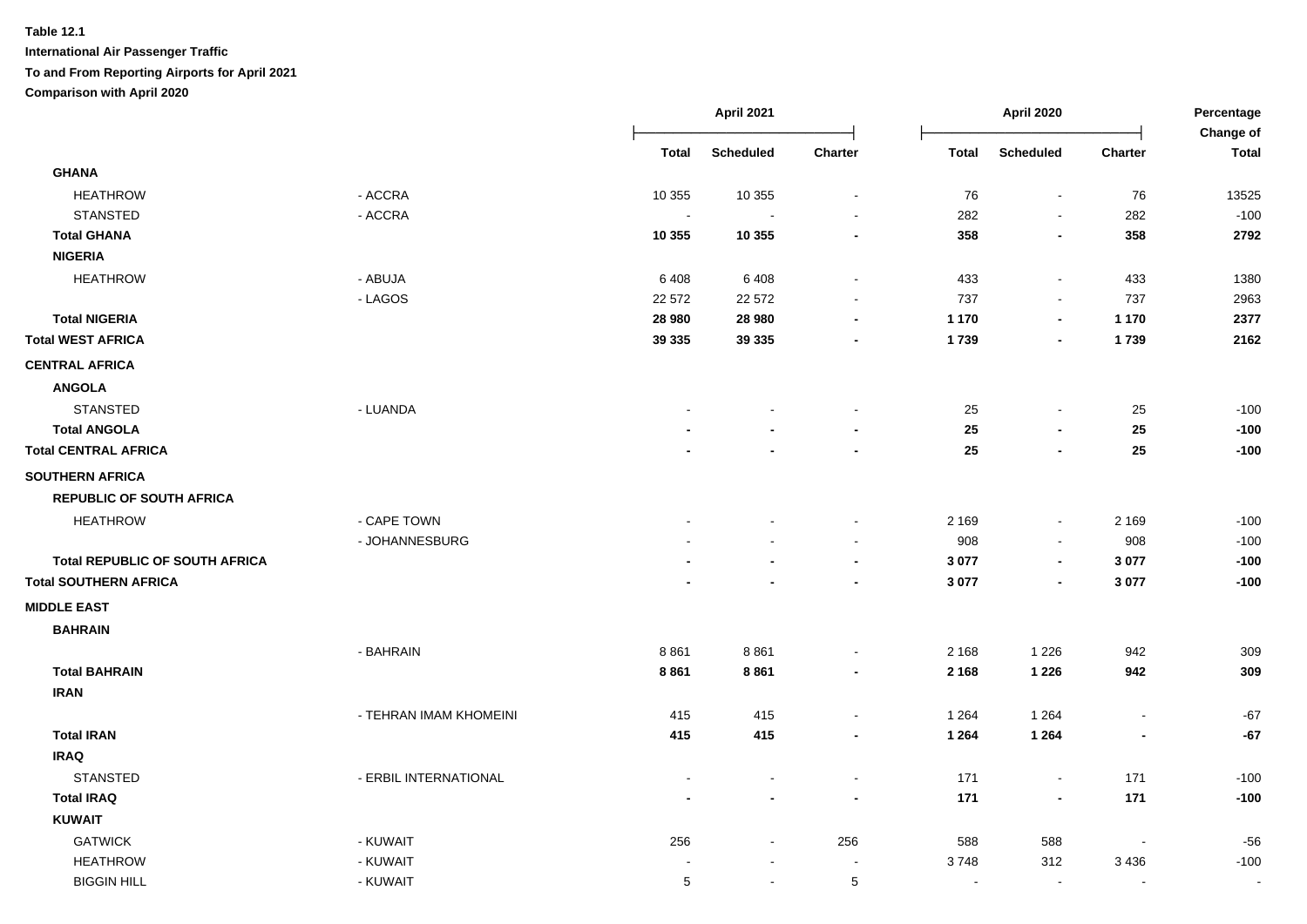**Table 12.1**

**International Air Passenger Traffic**

**To and From Reporting Airports for April 2021**

**Comparison with April 2020**

| | | April 2021 | | | April 2020 | | | Percentage Change of |
|---|---|---|---|---|---|---|---|---|
| | | Total | Scheduled | Charter | Total | Scheduled | Charter | Total |
| **GHANA** | | | | | | | | |
| HEATHROW | - ACCRA | 10 355 | 10 355 | - | 76 | - | 76 | 13525 |
| STANSTED | - ACCRA | - | - | - | 282 | - | 282 | -100 |
| **Total GHANA** | | **10 355** | **10 355** | **-** | **358** | **-** | **358** | **2792** |
| **NIGERIA** | | | | | | | | |
| HEATHROW | - ABUJA | 6 408 | 6 408 | - | 433 | - | 433 | 1380 |
| | - LAGOS | 22 572 | 22 572 | - | 737 | - | 737 | 2963 |
| **Total NIGERIA** | | **28 980** | **28 980** | **-** | **1 170** | **-** | **1 170** | **2377** |
| **Total WEST AFRICA** | | **39 335** | **39 335** | **-** | **1 739** | **-** | **1 739** | **2162** |
| **CENTRAL AFRICA** | | | | | | | | |
| **ANGOLA** | | | | | | | | |
| STANSTED | - LUANDA | - | - | - | 25 | - | 25 | -100 |
| **Total ANGOLA** | | **-** | **-** | **-** | **25** | **-** | **25** | **-100** |
| **Total CENTRAL AFRICA** | | **-** | **-** | **-** | **25** | **-** | **25** | **-100** |
| **SOUTHERN AFRICA** | | | | | | | | |
| **REPUBLIC OF SOUTH AFRICA** | | | | | | | | |
| HEATHROW | - CAPE TOWN | - | - | - | 2 169 | - | 2 169 | -100 |
| | - JOHANNESBURG | - | - | - | 908 | - | 908 | -100 |
| **Total REPUBLIC OF SOUTH AFRICA** | | **-** | **-** | **-** | **3 077** | **-** | **3 077** | **-100** |
| **Total SOUTHERN AFRICA** | | **-** | **-** | **-** | **3 077** | **-** | **3 077** | **-100** |
| **MIDDLE EAST** | | | | | | | | |
| **BAHRAIN** | | | | | | | | |
| | - BAHRAIN | 8 861 | 8 861 | - | 2 168 | 1 226 | 942 | 309 |
| **Total BAHRAIN** | | **8 861** | **8 861** | **-** | **2 168** | **1 226** | **942** | **309** |
| **IRAN** | | | | | | | | |
| | - TEHRAN IMAM KHOMEINI | 415 | 415 | - | 1 264 | 1 264 | - | -67 |
| **Total IRAN** | | **415** | **415** | **-** | **1 264** | **1 264** | **-** | **-67** |
| **IRAQ** | | | | | | | | |
| STANSTED | - ERBIL INTERNATIONAL | - | - | - | 171 | - | 171 | -100 |
| **Total IRAQ** | | **-** | **-** | **-** | **171** | **-** | **171** | **-100** |
| **KUWAIT** | | | | | | | | |
| GATWICK | - KUWAIT | 256 | - | 256 | 588 | 588 | - | -56 |
| HEATHROW | - KUWAIT | - | - | - | 3 748 | 312 | 3 436 | -100 |
| BIGGIN HILL | - KUWAIT | 5 | - | 5 | - | - | - | - |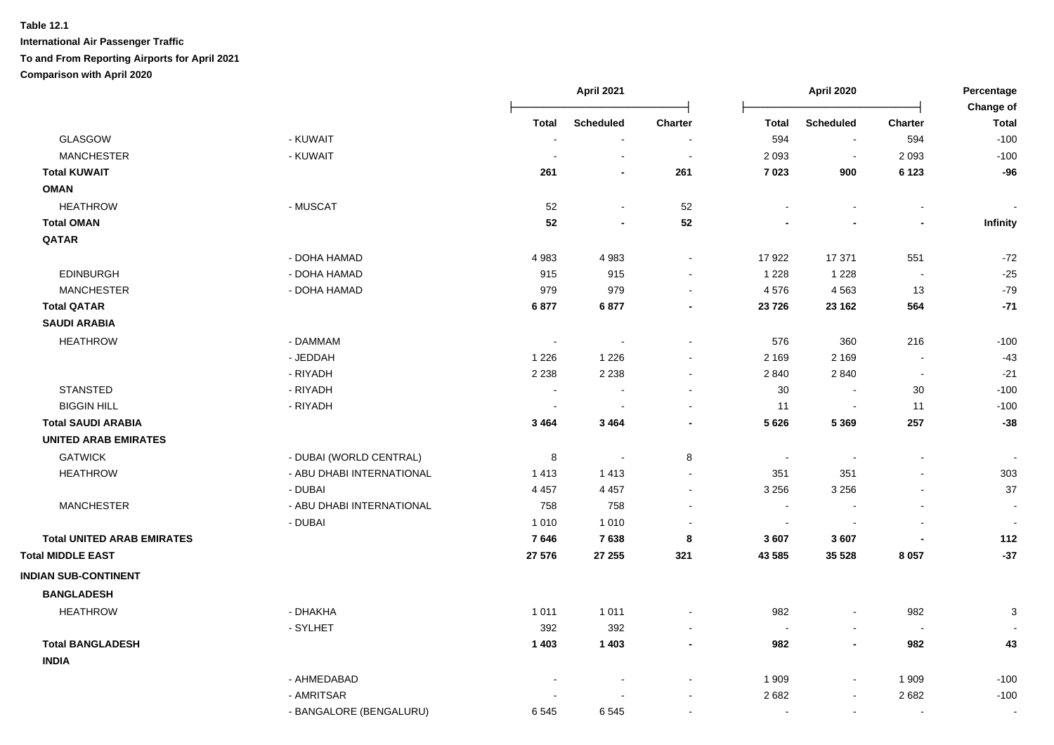**Table 12.1**

**International Air Passenger Traffic**

**To and From Reporting Airports for April 2021**

**Comparison with April 2020**

| | | April 2021 | | | April 2020 | | | Percentage Change of |
|---|---|---|---|---|---|---|---|---|
| | | Total | Scheduled | Charter | Total | Scheduled | Charter | Total |
| GLASGOW | - KUWAIT | - | - | - | 594 | - | 594 | -100 |
| MANCHESTER | - KUWAIT | - | - | - | 2 093 | - | 2 093 | -100 |
| **Total KUWAIT** | | **261** | **-** | **261** | **7 023** | **900** | **6 123** | **-96** |
| **OMAN** | | | | | | | | |
| HEATHROW | - MUSCAT | 52 | - | 52 | - | - | - | - |
| **Total OMAN** | | **52** | **-** | **52** | **-** | **-** | **-** | **Infinity** |
| **QATAR** | | | | | | | | |
| | - DOHA HAMAD | 4 983 | 4 983 | - | 17 922 | 17 371 | 551 | -72 |
| EDINBURGH | - DOHA HAMAD | 915 | 915 | - | 1 228 | 1 228 | - | -25 |
| MANCHESTER | - DOHA HAMAD | 979 | 979 | - | 4 576 | 4 563 | 13 | -79 |
| **Total QATAR** | | **6 877** | **6 877** | **-** | **23 726** | **23 162** | **564** | **-71** |
| **SAUDI ARABIA** | | | | | | | | |
| HEATHROW | - DAMMAM | - | - | - | 576 | 360 | 216 | -100 |
| | - JEDDAH | 1 226 | 1 226 | - | 2 169 | 2 169 | - | -43 |
| | - RIYADH | 2 238 | 2 238 | - | 2 840 | 2 840 | - | -21 |
| STANSTED | - RIYADH | - | - | - | 30 | - | 30 | -100 |
| BIGGIN HILL | - RIYADH | - | - | - | 11 | - | 11 | -100 |
| **Total SAUDI ARABIA** | | **3 464** | **3 464** | **-** | **5 626** | **5 369** | **257** | **-38** |
| **UNITED ARAB EMIRATES** | | | | | | | | |
| GATWICK | - DUBAI (WORLD CENTRAL) | 8 | - | 8 | - | - | - | - |
| HEATHROW | - ABU DHABI INTERNATIONAL | 1 413 | 1 413 | - | 351 | 351 | - | 303 |
| | - DUBAI | 4 457 | 4 457 | - | 3 256 | 3 256 | - | 37 |
| MANCHESTER | - ABU DHABI INTERNATIONAL | 758 | 758 | - | - | - | - | - |
| | - DUBAI | 1 010 | 1 010 | - | - | - | - | - |
| **Total UNITED ARAB EMIRATES** | | **7 646** | **7 638** | **8** | **3 607** | **3 607** | **-** | **112** |
| **Total MIDDLE EAST** | | **27 576** | **27 255** | **321** | **43 585** | **35 528** | **8 057** | **-37** |
| **INDIAN SUB-CONTINENT** | | | | | | | | |
| **BANGLADESH** | | | | | | | | |
| HEATHROW | - DHAKHA | 1 011 | 1 011 | - | 982 | - | 982 | 3 |
| | - SYLHET | 392 | 392 | - | - | - | - | - |
| **Total BANGLADESH** | | **1 403** | **1 403** | **-** | **982** | **-** | **982** | **43** |
| **INDIA** | | | | | | | | |
| | - AHMEDABAD | - | - | - | 1 909 | - | 1 909 | -100 |
| | - AMRITSAR | - | - | - | 2 682 | - | 2 682 | -100 |
| | - BANGALORE (BENGALURU) | 6 545 | 6 545 | - | - | - | - | - |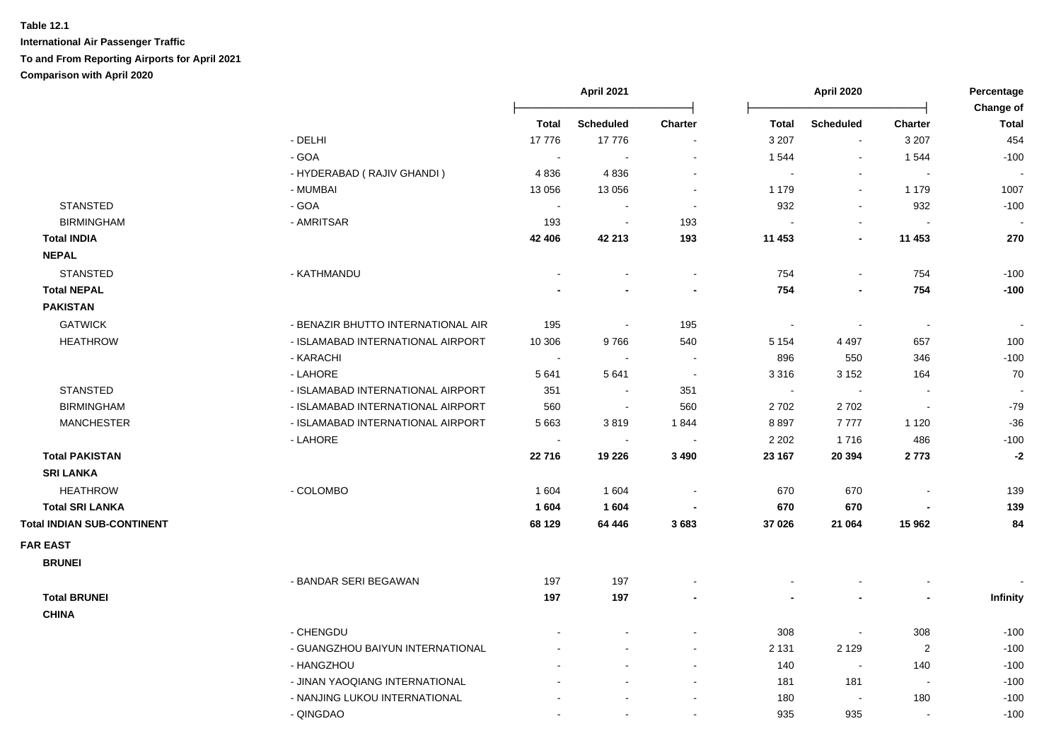**Table 12.1**

**International Air Passenger Traffic**

**To and From Reporting Airports for April 2021**

**Comparison with April 2020**

| | | April 2021 | | | April 2020 | | | Percentage Change of |
|---|---|---|---|---|---|---|---|---|
| | | **Total** | **Scheduled** | **Charter** | **Total** | **Scheduled** | **Charter** | **Total** |
| | - DELHI | 17 776 | 17 776 | - | 3 207 | - | 3 207 | 454 |
| | - GOA | - | - | - | 1 544 | - | 1 544 | -100 |
| | - HYDERABAD ( RAJIV GHANDI ) | 4 836 | 4 836 | - | - | - | - | - |
| | - MUMBAI | 13 056 | 13 056 | - | 1 179 | - | 1 179 | 1007 |
| STANSTED | - GOA | - | - | - | 932 | - | 932 | -100 |
| BIRMINGHAM | - AMRITSAR | 193 | - | 193 | - | - | - | - |
| **Total INDIA** | | **42 406** | **42 213** | **193** | **11 453** | **-** | **11 453** | **270** |
| **NEPAL** | | | | | | | | |
| STANSTED | - KATHMANDU | - | - | - | 754 | - | 754 | -100 |
| **Total NEPAL** | | **-** | **-** | **-** | **754** | **-** | **754** | **-100** |
| **PAKISTAN** | | | | | | | | |
| GATWICK | - BENAZIR BHUTTO INTERNATIONAL AIR | 195 | - | 195 | - | - | - | - |
| HEATHROW | - ISLAMABAD INTERNATIONAL AIRPORT | 10 306 | 9 766 | 540 | 5 154 | 4 497 | 657 | 100 |
| | - KARACHI | - | - | - | 896 | 550 | 346 | -100 |
| | - LAHORE | 5 641 | 5 641 | - | 3 316 | 3 152 | 164 | 70 |
| STANSTED | - ISLAMABAD INTERNATIONAL AIRPORT | 351 | - | 351 | - | - | - | - |
| BIRMINGHAM | - ISLAMABAD INTERNATIONAL AIRPORT | 560 | - | 560 | 2 702 | 2 702 | - | -79 |
| MANCHESTER | - ISLAMABAD INTERNATIONAL AIRPORT | 5 663 | 3 819 | 1 844 | 8 897 | 7 777 | 1 120 | -36 |
| | - LAHORE | - | - | - | 2 202 | 1 716 | 486 | -100 |
| **Total PAKISTAN** | | **22 716** | **19 226** | **3 490** | **23 167** | **20 394** | **2 773** | **-2** |
| **SRI LANKA** | | | | | | | | |
| HEATHROW | - COLOMBO | 1 604 | 1 604 | - | 670 | 670 | - | 139 |
| **Total SRI LANKA** | | **1 604** | **1 604** | **-** | **670** | **670** | **-** | **139** |
| **Total INDIAN SUB-CONTINENT** | | **68 129** | **64 446** | **3 683** | **37 026** | **21 064** | **15 962** | **84** |
| **FAR EAST** | | | | | | | | |
| **BRUNEI** | | | | | | | | |
| | - BANDAR SERI BEGAWAN | 197 | 197 | - | - | - | - | - |
| **Total BRUNEI** | | **197** | **197** | **-** | **-** | **-** | **-** | **Infinity** |
| **CHINA** | | | | | | | | |
| | - CHENGDU | - | - | - | 308 | - | 308 | -100 |
| | - GUANGZHOU BAIYUN INTERNATIONAL | - | - | - | 2 131 | 2 129 | 2 | -100 |
| | - HANGZHOU | - | - | - | 140 | - | 140 | -100 |
| | - JINAN YAOQIANG INTERNATIONAL | - | - | - | 181 | 181 | - | -100 |
| | - NANJING LUKOU INTERNATIONAL | - | - | - | 180 | - | 180 | -100 |
| | - QINGDAO | - | - | - | 935 | 935 | - | -100 |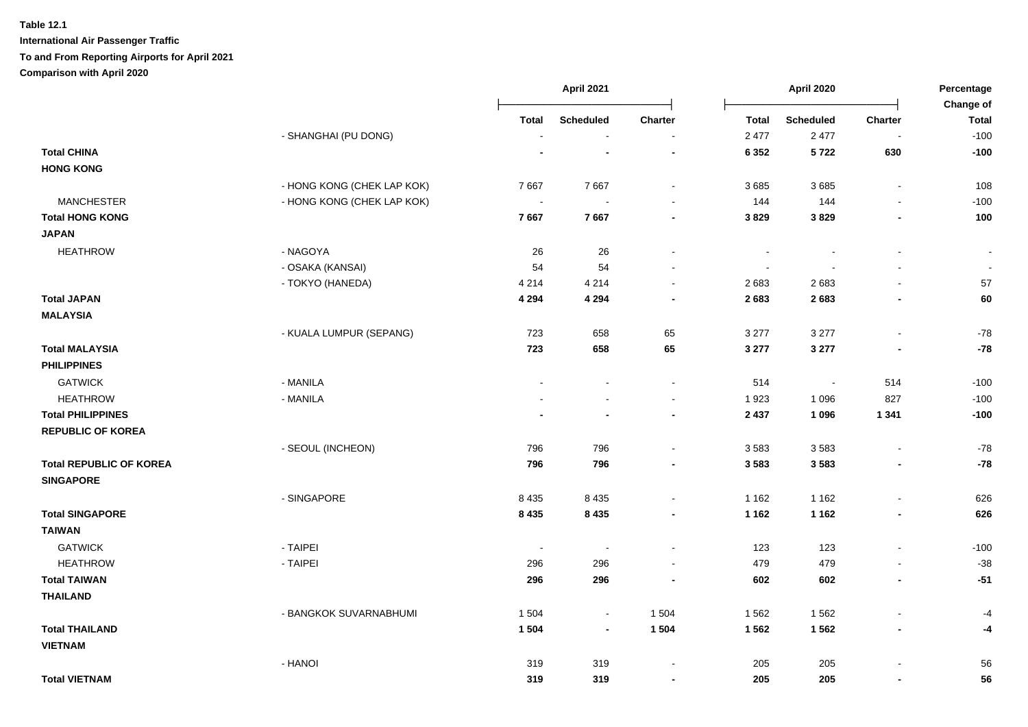**Table 12.1**

**International Air Passenger Traffic**

**To and From Reporting Airports for April 2021**

**Comparison with April 2020**

| | | April 2021 | | | April 2020 | | | Percentage Change of |
|---|---|---|---|---|---|---|---|---|
| | | Total | Scheduled | Charter | Total | Scheduled | Charter | Total |
| | - SHANGHAI (PU DONG) | - | - | - | 2 477 | 2 477 | - | -100 |
| **Total CHINA** | | **-** | **-** | **-** | **6 352** | **5 722** | **630** | **-100** |
| **HONG KONG** | | | | | | | | |
| | - HONG KONG (CHEK LAP KOK) | 7 667 | 7 667 | - | 3 685 | 3 685 | - | 108 |
| MANCHESTER | - HONG KONG (CHEK LAP KOK) | - | - | - | 144 | 144 | - | -100 |
| **Total HONG KONG** | | **7 667** | **7 667** | **-** | **3 829** | **3 829** | **-** | **100** |
| **JAPAN** | | | | | | | | |
| HEATHROW | - NAGOYA | 26 | 26 | - | - | - | - | - |
| | - OSAKA (KANSAI) | 54 | 54 | - | - | - | - | - |
| | - TOKYO (HANEDA) | 4 214 | 4 214 | - | 2 683 | 2 683 | - | 57 |
| **Total JAPAN** | | **4 294** | **4 294** | **-** | **2 683** | **2 683** | **-** | **60** |
| **MALAYSIA** | | | | | | | | |
| | - KUALA LUMPUR (SEPANG) | 723 | 658 | 65 | 3 277 | 3 277 | - | -78 |
| **Total MALAYSIA** | | **723** | **658** | **65** | **3 277** | **3 277** | **-** | **-78** |
| **PHILIPPINES** | | | | | | | | |
| GATWICK | - MANILA | - | - | - | 514 | - | 514 | -100 |
| HEATHROW | - MANILA | - | - | - | 1 923 | 1 096 | 827 | -100 |
| **Total PHILIPPINES** | | **-** | **-** | **-** | **2 437** | **1 096** | **1 341** | **-100** |
| **REPUBLIC OF KOREA** | | | | | | | | |
| | - SEOUL (INCHEON) | 796 | 796 | - | 3 583 | 3 583 | - | -78 |
| **Total REPUBLIC OF KOREA** | | **796** | **796** | **-** | **3 583** | **3 583** | **-** | **-78** |
| **SINGAPORE** | | | | | | | | |
| | - SINGAPORE | 8 435 | 8 435 | - | 1 162 | 1 162 | - | 626 |
| **Total SINGAPORE** | | **8 435** | **8 435** | **-** | **1 162** | **1 162** | **-** | **626** |
| **TAIWAN** | | | | | | | | |
| GATWICK | - TAIPEI | - | - | - | 123 | 123 | - | -100 |
| HEATHROW | - TAIPEI | 296 | 296 | - | 479 | 479 | - | -38 |
| **Total TAIWAN** | | **296** | **296** | **-** | **602** | **602** | **-** | **-51** |
| **THAILAND** | | | | | | | | |
| | - BANGKOK SUVARNABHUMI | 1 504 | - | 1 504 | 1 562 | 1 562 | - | -4 |
| **Total THAILAND** | | **1 504** | **-** | **1 504** | **1 562** | **1 562** | **-** | **-4** |
| **VIETNAM** | | | | | | | | |
| | - HANOI | 319 | 319 | - | 205 | 205 | - | 56 |
| **Total VIETNAM** | | **319** | **319** | **-** | **205** | **205** | **-** | **56** |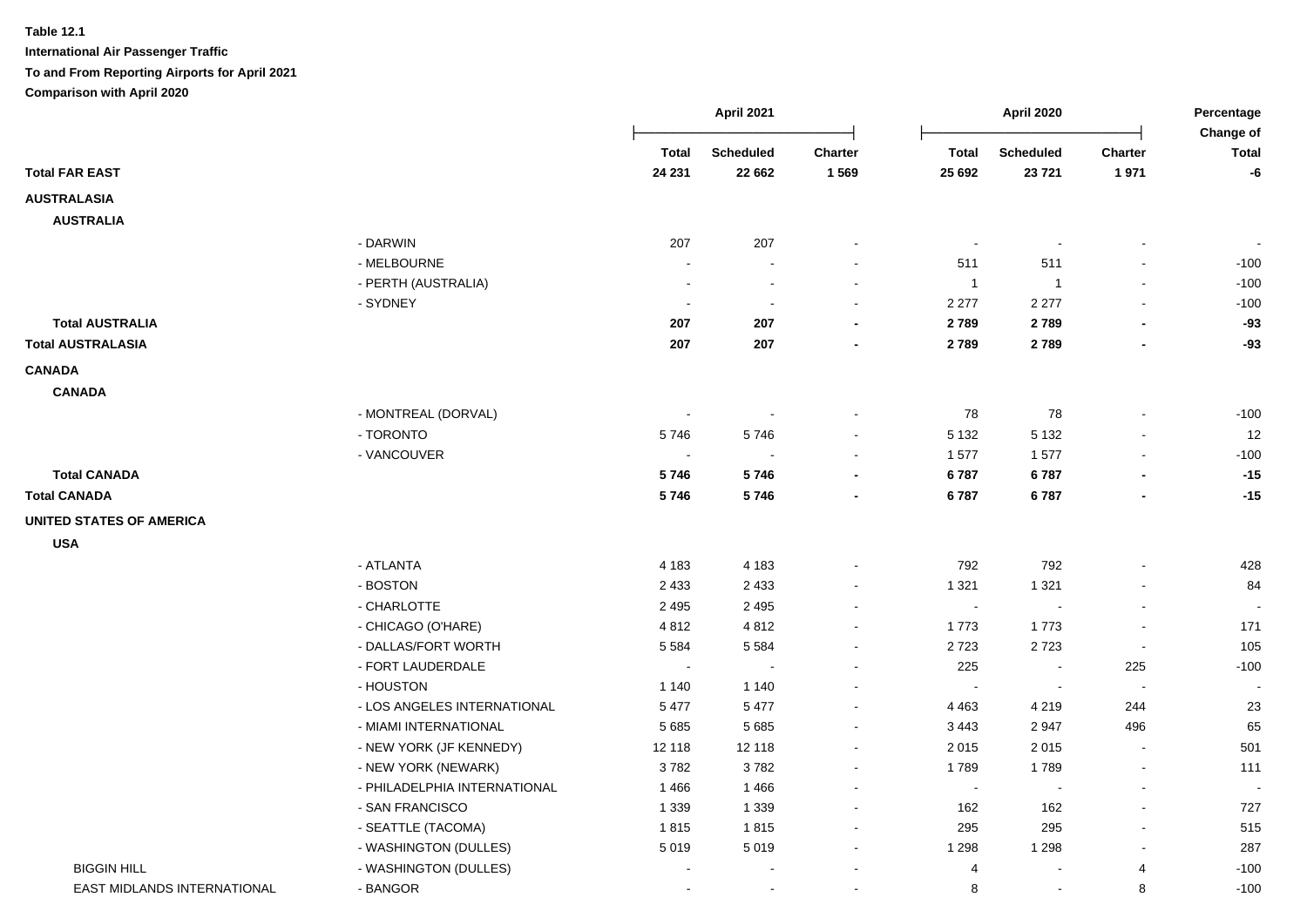**Table 12.1**

**International Air Passenger Traffic**

**To and From Reporting Airports for April 2021**

**Comparison with April 2020**

| | | April 2021 | | | April 2020 | | | Percentage Change of |
|---|---|---|---|---|---|---|---|---|
| | | **Total** | **Scheduled** | **Charter** | **Total** | **Scheduled** | **Charter** | **Total** |
| **Total FAR EAST** | | **24 231** | **22 662** | **1 569** | **25 692** | **23 721** | **1 971** | **-6** |
| **AUSTRALASIA** | | | | | | | | |
| **AUSTRALIA** | | | | | | | | |
| | - DARWIN | 207 | 207 | - | - | - | - | - |
| | - MELBOURNE | - | - | - | 511 | 511 | - | -100 |
| | - PERTH (AUSTRALIA) | - | - | - | 1 | 1 | - | -100 |
| | - SYDNEY | - | - | - | 2 277 | 2 277 | - | -100 |
| **Total AUSTRALIA** | | **207** | **207** | **-** | **2 789** | **2 789** | **-** | **-93** |
| **Total AUSTRALASIA** | | **207** | **207** | **-** | **2 789** | **2 789** | **-** | **-93** |
| **CANADA** | | | | | | | | |
| **CANADA** | | | | | | | | |
| | - MONTREAL (DORVAL) | - | - | - | 78 | 78 | - | -100 |
| | - TORONTO | 5 746 | 5 746 | - | 5 132 | 5 132 | - | 12 |
| | - VANCOUVER | - | - | - | 1 577 | 1 577 | - | -100 |
| **Total CANADA** | | **5 746** | **5 746** | **-** | **6 787** | **6 787** | **-** | **-15** |
| **Total CANADA** | | **5 746** | **5 746** | **-** | **6 787** | **6 787** | **-** | **-15** |
| **UNITED STATES OF AMERICA** | | | | | | | | |
| **USA** | | | | | | | | |
| | - ATLANTA | 4 183 | 4 183 | - | 792 | 792 | - | 428 |
| | - BOSTON | 2 433 | 2 433 | - | 1 321 | 1 321 | - | 84 |
| | - CHARLOTTE | 2 495 | 2 495 | - | - | - | - | - |
| | - CHICAGO (O'HARE) | 4 812 | 4 812 | - | 1 773 | 1 773 | - | 171 |
| | - DALLAS/FORT WORTH | 5 584 | 5 584 | - | 2 723 | 2 723 | - | 105 |
| | - FORT LAUDERDALE | - | - | - | 225 | - | 225 | -100 |
| | - HOUSTON | 1 140 | 1 140 | - | - | - | - | - |
| | - LOS ANGELES INTERNATIONAL | 5 477 | 5 477 | - | 4 463 | 4 219 | 244 | 23 |
| | - MIAMI INTERNATIONAL | 5 685 | 5 685 | - | 3 443 | 2 947 | 496 | 65 |
| | - NEW YORK (JF KENNEDY) | 12 118 | 12 118 | - | 2 015 | 2 015 | - | 501 |
| | - NEW YORK (NEWARK) | 3 782 | 3 782 | - | 1 789 | 1 789 | - | 111 |
| | - PHILADELPHIA INTERNATIONAL | 1 466 | 1 466 | - | - | - | - | - |
| | - SAN FRANCISCO | 1 339 | 1 339 | - | 162 | 162 | - | 727 |
| | - SEATTLE (TACOMA) | 1 815 | 1 815 | - | 295 | 295 | - | 515 |
| | - WASHINGTON (DULLES) | 5 019 | 5 019 | - | 1 298 | 1 298 | - | 287 |
| BIGGIN HILL | - WASHINGTON (DULLES) | - | - | - | 4 | - | 4 | -100 |
| EAST MIDLANDS INTERNATIONAL | - BANGOR | - | - | - | 8 | - | 8 | -100 |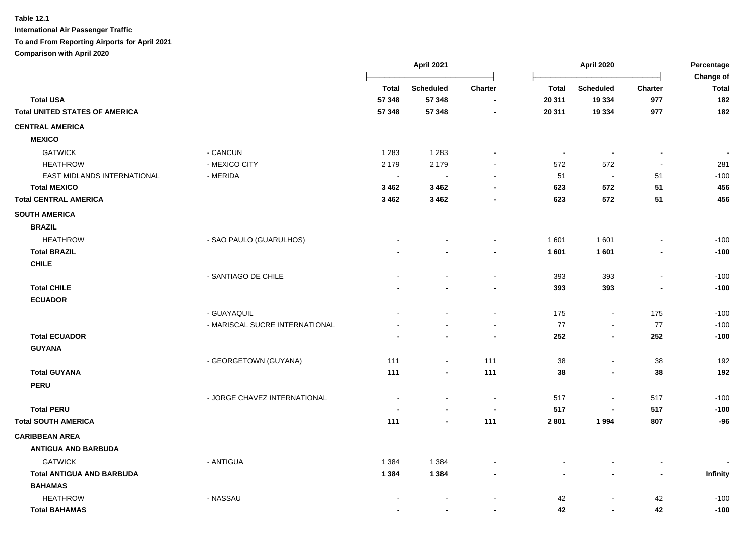**Table 12.1**

**International Air Passenger Traffic**

**To and From Reporting Airports for April 2021**

**Comparison with April 2020**

| | | April 2021 | | | April 2020 | | | Percentage Change of |
|---|---|---|---|---|---|---|---|---|
| | | Total | Scheduled | Charter | Total | Scheduled | Charter | Total |
| **Total USA** | | **57 348** | **57 348** | **-** | **20 311** | **19 334** | **977** | **182** |
| **Total UNITED STATES OF AMERICA** | | **57 348** | **57 348** | **-** | **20 311** | **19 334** | **977** | **182** |
| **CENTRAL AMERICA** | | | | | | | | |
| **MEXICO** | | | | | | | | |
| GATWICK | - CANCUN | 1 283 | 1 283 | - | - | - | - | - |
| HEATHROW | - MEXICO CITY | 2 179 | 2 179 | - | 572 | 572 | - | 281 |
| EAST MIDLANDS INTERNATIONAL | - MERIDA | - | - | - | 51 | - | 51 | -100 |
| **Total MEXICO** | | **3 462** | **3 462** | **-** | **623** | **572** | **51** | **456** |
| **Total CENTRAL AMERICA** | | **3 462** | **3 462** | **-** | **623** | **572** | **51** | **456** |
| **SOUTH AMERICA** | | | | | | | | |
| **BRAZIL** | | | | | | | | |
| HEATHROW | - SAO PAULO (GUARULHOS) | - | - | - | 1 601 | 1 601 | - | -100 |
| **Total BRAZIL** | | **-** | **-** | **-** | **1 601** | **1 601** | **-** | **-100** |
| **CHILE** | | | | | | | | |
| | - SANTIAGO DE CHILE | - | - | - | 393 | 393 | - | -100 |
| **Total CHILE** | | **-** | **-** | **-** | **393** | **393** | **-** | **-100** |
| **ECUADOR** | | | | | | | | |
| | - GUAYAQUIL | - | - | - | 175 | - | 175 | -100 |
| | - MARISCAL SUCRE INTERNATIONAL | - | - | - | 77 | - | 77 | -100 |
| **Total ECUADOR** | | **-** | **-** | **-** | **252** | **-** | **252** | **-100** |
| **GUYANA** | | | | | | | | |
| | - GEORGETOWN (GUYANA) | 111 | - | 111 | 38 | - | 38 | 192 |
| **Total GUYANA** | | **111** | **-** | **111** | **38** | **-** | **38** | **192** |
| **PERU** | | | | | | | | |
| | - JORGE CHAVEZ INTERNATIONAL | - | - | - | 517 | - | 517 | -100 |
| **Total PERU** | | **-** | **-** | **-** | **517** | **-** | **517** | **-100** |
| **Total SOUTH AMERICA** | | **111** | **-** | **111** | **2 801** | **1 994** | **807** | **-96** |
| **CARIBBEAN AREA** | | | | | | | | |
| **ANTIGUA AND BARBUDA** | | | | | | | | |
| GATWICK | - ANTIGUA | 1 384 | 1 384 | - | - | - | - | - |
| **Total ANTIGUA AND BARBUDA** | | **1 384** | **1 384** | **-** | **-** | **-** | **-** | **Infinity** |
| **BAHAMAS** | | | | | | | | |
| HEATHROW | - NASSAU | - | - | - | 42 | - | 42 | -100 |
| **Total BAHAMAS** | | **-** | **-** | **-** | **42** | **-** | **42** | **-100** |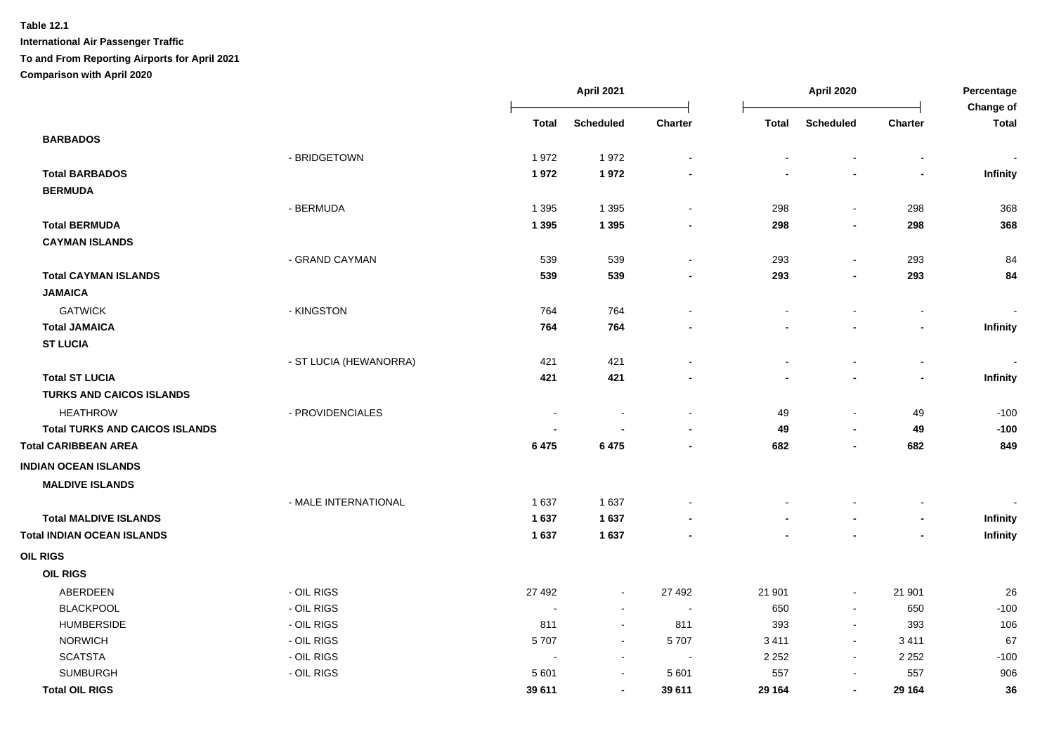**Table 12.1**

**International Air Passenger Traffic**

**To and From Reporting Airports for April 2021**

**Comparison with April 2020**

| | | April 2021 | | | April 2020 | | | Percentage Change of |
|---|---|---|---|---|---|---|---|---|
| | | Total | Scheduled | Charter | Total | Scheduled | Charter | Total |
| **BARBADOS** | | | | | | | | |
| | - BRIDGETOWN | 1 972 | 1 972 | - | - | - | - | - |
| **Total BARBADOS** | | **1 972** | **1 972** | **-** | **-** | **-** | **-** | **Infinity** |
| **BERMUDA** | | | | | | | | |
| | - BERMUDA | 1 395 | 1 395 | - | 298 | - | 298 | 368 |
| **Total BERMUDA** | | **1 395** | **1 395** | **-** | **298** | **-** | **298** | **368** |
| **CAYMAN ISLANDS** | | | | | | | | |
| | - GRAND CAYMAN | 539 | 539 | - | 293 | - | 293 | 84 |
| **Total CAYMAN ISLANDS** | | **539** | **539** | **-** | **293** | **-** | **293** | **84** |
| **JAMAICA** | | | | | | | | |
| GATWICK | - KINGSTON | 764 | 764 | - | - | - | - | - |
| **Total JAMAICA** | | **764** | **764** | **-** | **-** | **-** | **-** | **Infinity** |
| **ST LUCIA** | | | | | | | | |
| | - ST LUCIA (HEWANORRA) | 421 | 421 | - | - | - | - | - |
| **Total ST LUCIA** | | **421** | **421** | **-** | **-** | **-** | **-** | **Infinity** |
| **TURKS AND CAICOS ISLANDS** | | | | | | | | |
| HEATHROW | - PROVIDENCIALES | - | - | - | 49 | - | 49 | -100 |
| **Total TURKS AND CAICOS ISLANDS** | | **-** | **-** | **-** | **49** | **-** | **49** | **-100** |
| **Total CARIBBEAN AREA** | | **6 475** | **6 475** | **-** | **682** | **-** | **682** | **849** |
| **INDIAN OCEAN ISLANDS** | | | | | | | | |
| **MALDIVE ISLANDS** | | | | | | | | |
| | - MALE INTERNATIONAL | 1 637 | 1 637 | - | - | - | - | - |
| **Total MALDIVE ISLANDS** | | **1 637** | **1 637** | **-** | **-** | **-** | **-** | **Infinity** |
| **Total INDIAN OCEAN ISLANDS** | | **1 637** | **1 637** | **-** | **-** | **-** | **-** | **Infinity** |
| **OIL RIGS** | | | | | | | | |
| **OIL RIGS** | | | | | | | | |
| ABERDEEN | - OIL RIGS | 27 492 | - | 27 492 | 21 901 | - | 21 901 | 26 |
| BLACKPOOL | - OIL RIGS | - | - | - | 650 | - | 650 | -100 |
| HUMBERSIDE | - OIL RIGS | 811 | - | 811 | 393 | - | 393 | 106 |
| NORWICH | - OIL RIGS | 5 707 | - | 5 707 | 3 411 | - | 3 411 | 67 |
| SCATSTA | - OIL RIGS | - | - | - | 2 252 | - | 2 252 | -100 |
| SUMBURGH | - OIL RIGS | 5 601 | - | 5 601 | 557 | - | 557 | 906 |
| **Total OIL RIGS** | | **39 611** | **-** | **39 611** | **29 164** | **-** | **29 164** | **36** |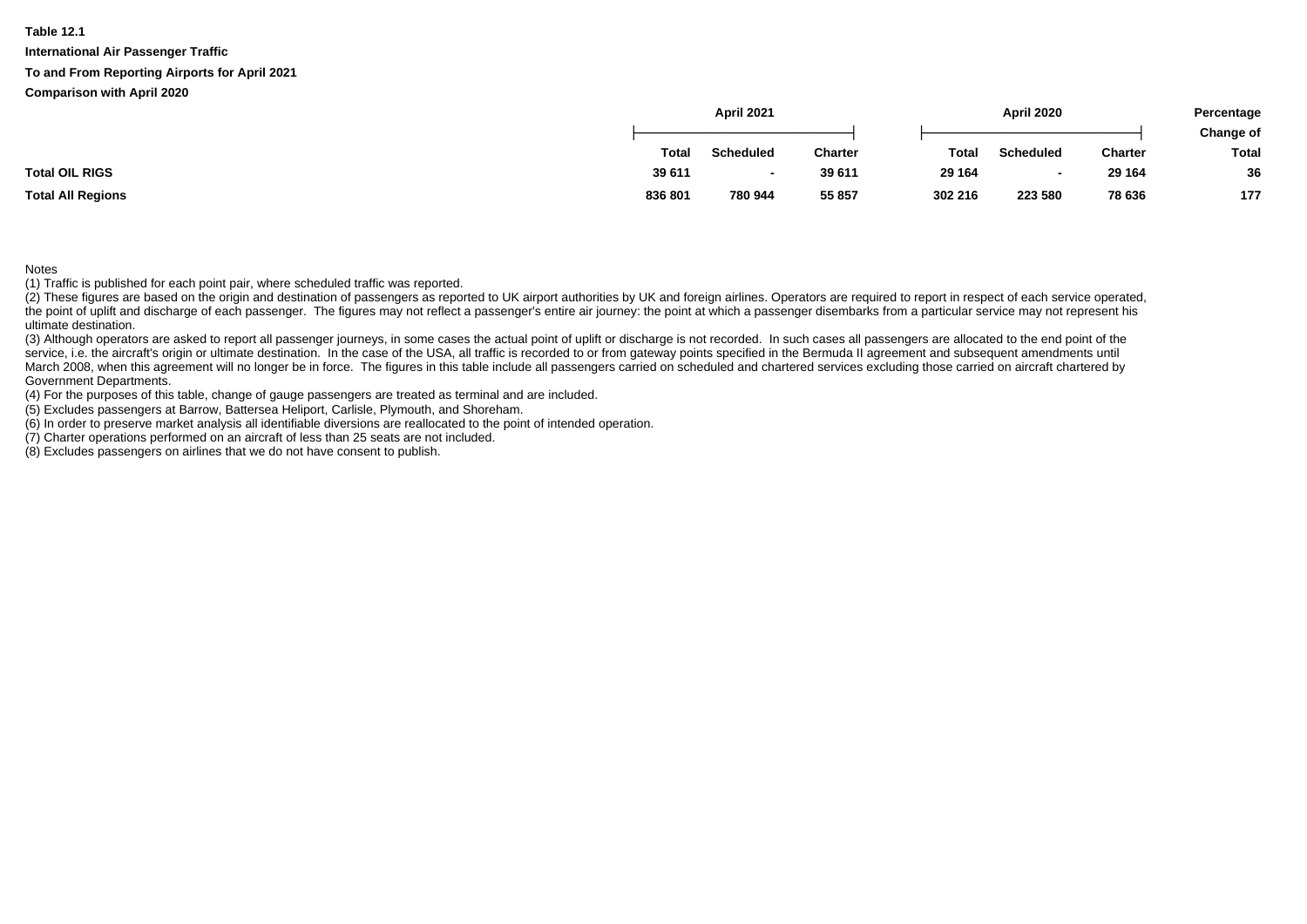**Table 12.1**

**International Air Passenger Traffic**

**To and From Reporting Airports for April 2021**

**Comparison with April 2020**

| | April 2021 | | | April 2020 | | | Percentage Change of |
|---|---|---|---|---|---|---|---|
| | Total | Scheduled | Charter | Total | Scheduled | Charter | Total |
| **Total OIL RIGS** | **39 611** | **-** | **39 611** | **29 164** | **-** | **29 164** | **36** |
| **Total All Regions** | **836 801** | **780 944** | **55 857** | **302 216** | **223 580** | **78 636** | **177** |

Notes

(1) Traffic is published for each point pair, where scheduled traffic was reported.

(2) These figures are based on the origin and destination of passengers as reported to UK airport authorities by UK and foreign airlines. Operators are required to report in respect of each service operated, the point of uplift and discharge of each passenger. The figures may not reflect a passenger's entire air journey: the point at which a passenger disembarks from a particular service may not represent his ultimate destination.

(3) Although operators are asked to report all passenger journeys, in some cases the actual point of uplift or discharge is not recorded. In such cases all passengers are allocated to the end point of the service, i.e. the aircraft's origin or ultimate destination. In the case of the USA, all traffic is recorded to or from gateway points specified in the Bermuda II agreement and subsequent amendments until March 2008, when this agreement will no longer be in force. The figures in this table include all passengers carried on scheduled and chartered services excluding those carried on aircraft chartered by Government Departments.

(4) For the purposes of this table, change of gauge passengers are treated as terminal and are included.

(5) Excludes passengers at Barrow, Battersea Heliport, Carlisle, Plymouth, and Shoreham.

(6) In order to preserve market analysis all identifiable diversions are reallocated to the point of intended operation.

(7) Charter operations performed on an aircraft of less than 25 seats are not included.

(8) Excludes passengers on airlines that we do not have consent to publish.